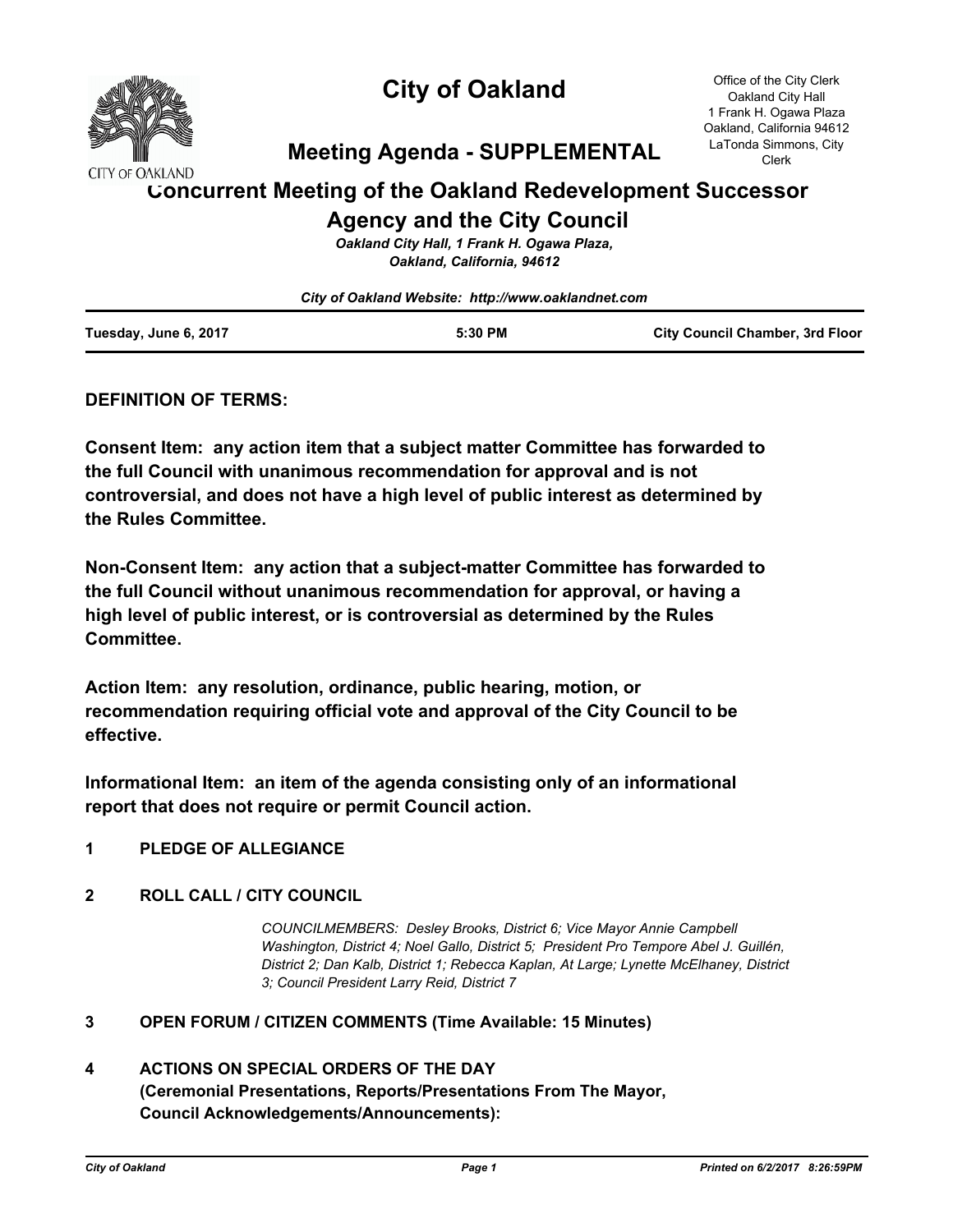# City of Oakland

## Meeting Agenda - SUPPLEMENTAL

Office of the City Clerk
Oakland City Hall
1 Frank H. Ogawa Plaza
Oakland, California 94612
LaTonda Simmons, City Clerk

## Concurrent Meeting of the Oakland Redevelopment Successor Agency and the City Council

*Oakland City Hall, 1 Frank H. Ogawa Plaza, Oakland, California, 94612*

*City of Oakland Website: http://www.oaklandnet.com*

| Tuesday, June 6, 2017 | 5:30 PM | City Council Chamber, 3rd Floor |
|---|---|---|

**DEFINITION OF TERMS:**

**Consent Item: any action item that a subject matter Committee has forwarded to the full Council with unanimous recommendation for approval and is not controversial, and does not have a high level of public interest as determined by the Rules Committee.**

**Non-Consent Item: any action that a subject-matter Committee has forwarded to the full Council without unanimous recommendation for approval, or having a high level of public interest, or is controversial as determined by the Rules Committee.**

**Action Item: any resolution, ordinance, public hearing, motion, or recommendation requiring official vote and approval of the City Council to be effective.**

**Informational Item: an item of the agenda consisting only of an informational report that does not require or permit Council action.**

**1 PLEDGE OF ALLEGIANCE**

**2 ROLL CALL / CITY COUNCIL**

*COUNCILMEMBERS: Desley Brooks, District 6; Vice Mayor Annie Campbell Washington, District 4; Noel Gallo, District 5; President Pro Tempore Abel J. Guillén, District 2; Dan Kalb, District 1; Rebecca Kaplan, At Large; Lynette McElhaney, District 3; Council President Larry Reid, District 7*

**3 OPEN FORUM / CITIZEN COMMENTS (Time Available: 15 Minutes)**

**4 ACTIONS ON SPECIAL ORDERS OF THE DAY (Ceremonial Presentations, Reports/Presentations From The Mayor, Council Acknowledgements/Announcements):**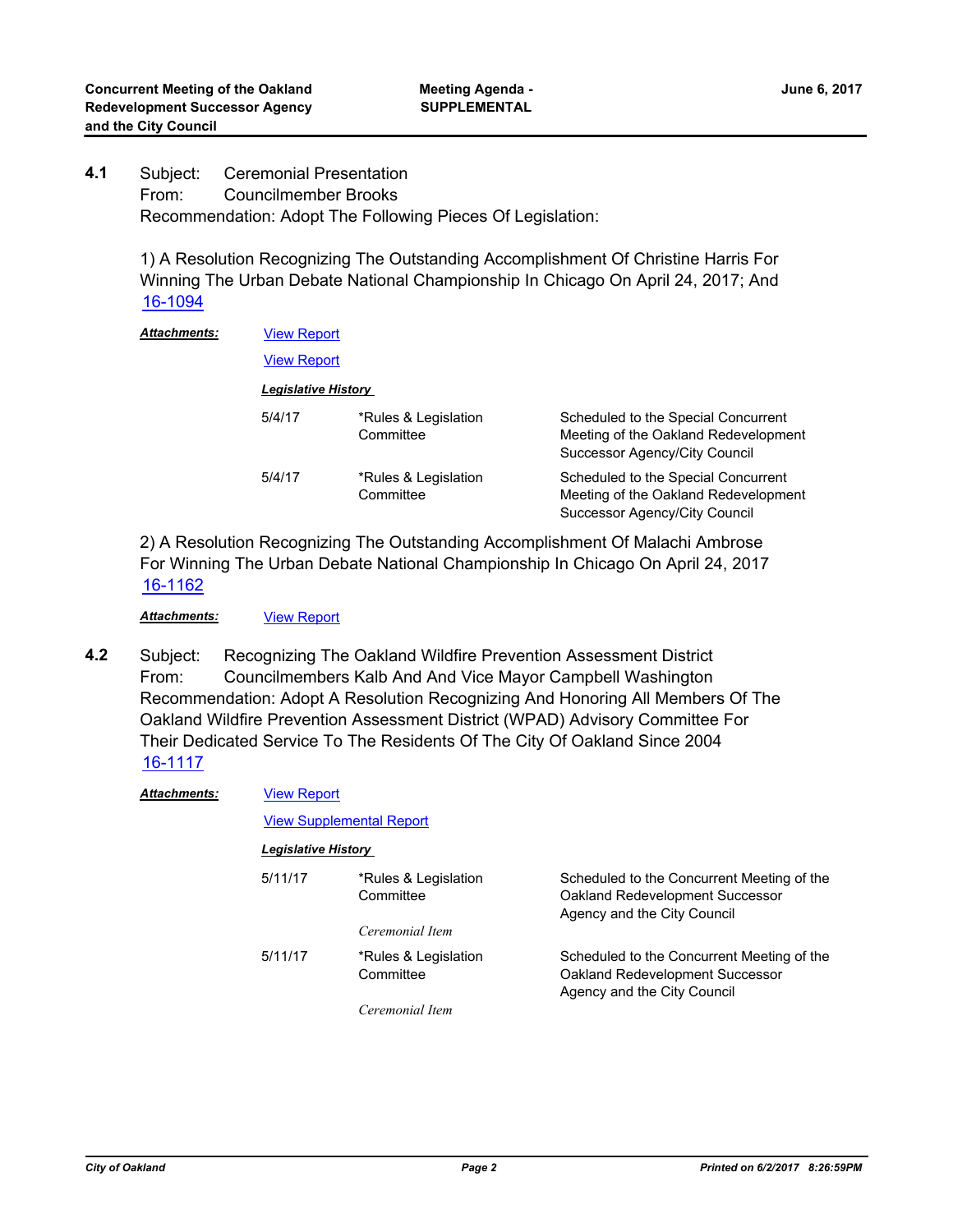**4.1** Subject: Ceremonial Presentation
From: Councilmember Brooks
Recommendation: Adopt The Following Pieces Of Legislation:

1) A Resolution Recognizing The Outstanding Accomplishment Of Christine Harris For Winning The Urban Debate National Championship In Chicago On April 24, 2017; And
16-1094

***Attachments:*** View Report

View Report

***Legislative History***

| | | |
|---|---|---|
| 5/4/17 | *Rules & Legislation Committee | Scheduled to the Special Concurrent Meeting of the Oakland Redevelopment Successor Agency/City Council |
| 5/4/17 | *Rules & Legislation Committee | Scheduled to the Special Concurrent Meeting of the Oakland Redevelopment Successor Agency/City Council |

2) A Resolution Recognizing The Outstanding Accomplishment Of Malachi Ambrose For Winning The Urban Debate National Championship In Chicago On April 24, 2017
16-1162

***Attachments:*** View Report

**4.2** Subject: Recognizing The Oakland Wildfire Prevention Assessment District
From: Councilmembers Kalb And And Vice Mayor Campbell Washington
Recommendation: Adopt A Resolution Recognizing And Honoring All Members Of The Oakland Wildfire Prevention Assessment District (WPAD) Advisory Committee For Their Dedicated Service To The Residents Of The City Of Oakland Since 2004
16-1117

***Attachments:*** View Report

View Supplemental Report

***Legislative History***

| | | |
|---|---|---|
| 5/11/17 | *Rules & Legislation Committee<br>*Ceremonial Item* | Scheduled to the Concurrent Meeting of the Oakland Redevelopment Successor Agency and the City Council |
| 5/11/17 | *Rules & Legislation Committee<br>*Ceremonial Item* | Scheduled to the Concurrent Meeting of the Oakland Redevelopment Successor Agency and the City Council |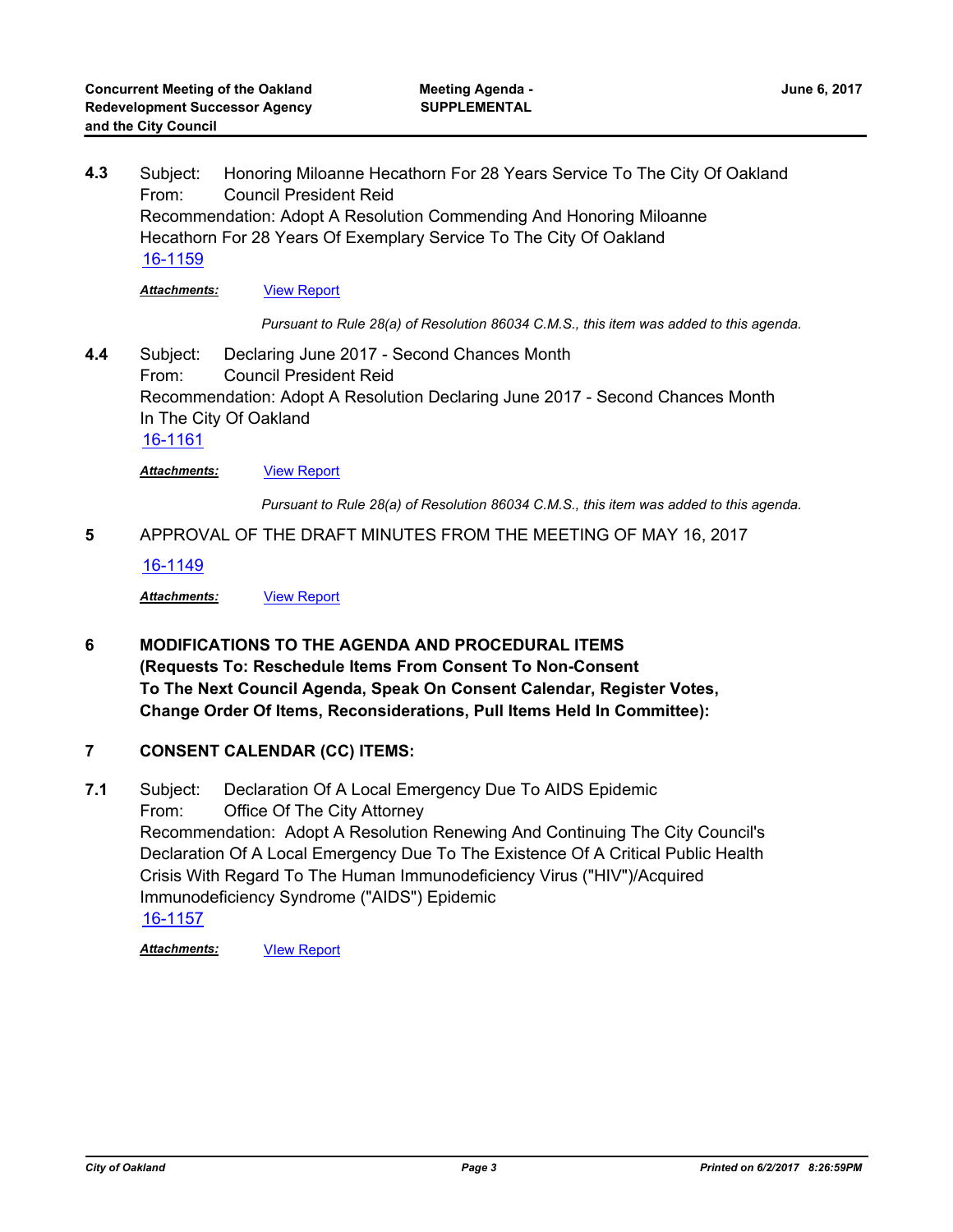**4.3** Subject: Honoring Miloanne Hecathorn For 28 Years Service To The City Of Oakland
From: Council President Reid
Recommendation: Adopt A Resolution Commending And Honoring Miloanne Hecathorn For 28 Years Of Exemplary Service To The City Of Oakland
16-1159

***Attachments:*** View Report

*Pursuant to Rule 28(a) of Resolution 86034 C.M.S., this item was added to this agenda.*

**4.4** Subject: Declaring June 2017 - Second Chances Month
From: Council President Reid
Recommendation: Adopt A Resolution Declaring June 2017 - Second Chances Month In The City Of Oakland
16-1161

***Attachments:*** View Report

*Pursuant to Rule 28(a) of Resolution 86034 C.M.S., this item was added to this agenda.*

**5** APPROVAL OF THE DRAFT MINUTES FROM THE MEETING OF MAY 16, 2017

16-1149

***Attachments:*** View Report

**6 MODIFICATIONS TO THE AGENDA AND PROCEDURAL ITEMS (Requests To: Reschedule Items From Consent To Non-Consent To The Next Council Agenda, Speak On Consent Calendar, Register Votes, Change Order Of Items, Reconsiderations, Pull Items Held In Committee):**

**7 CONSENT CALENDAR (CC) ITEMS:**

**7.1** Subject: Declaration Of A Local Emergency Due To AIDS Epidemic
From: Office Of The City Attorney
Recommendation: Adopt A Resolution Renewing And Continuing The City Council's Declaration Of A Local Emergency Due To The Existence Of A Critical Public Health Crisis With Regard To The Human Immunodeficiency Virus ("HIV")/Acquired Immunodeficiency Syndrome ("AIDS") Epidemic
16-1157

***Attachments:*** VIew Report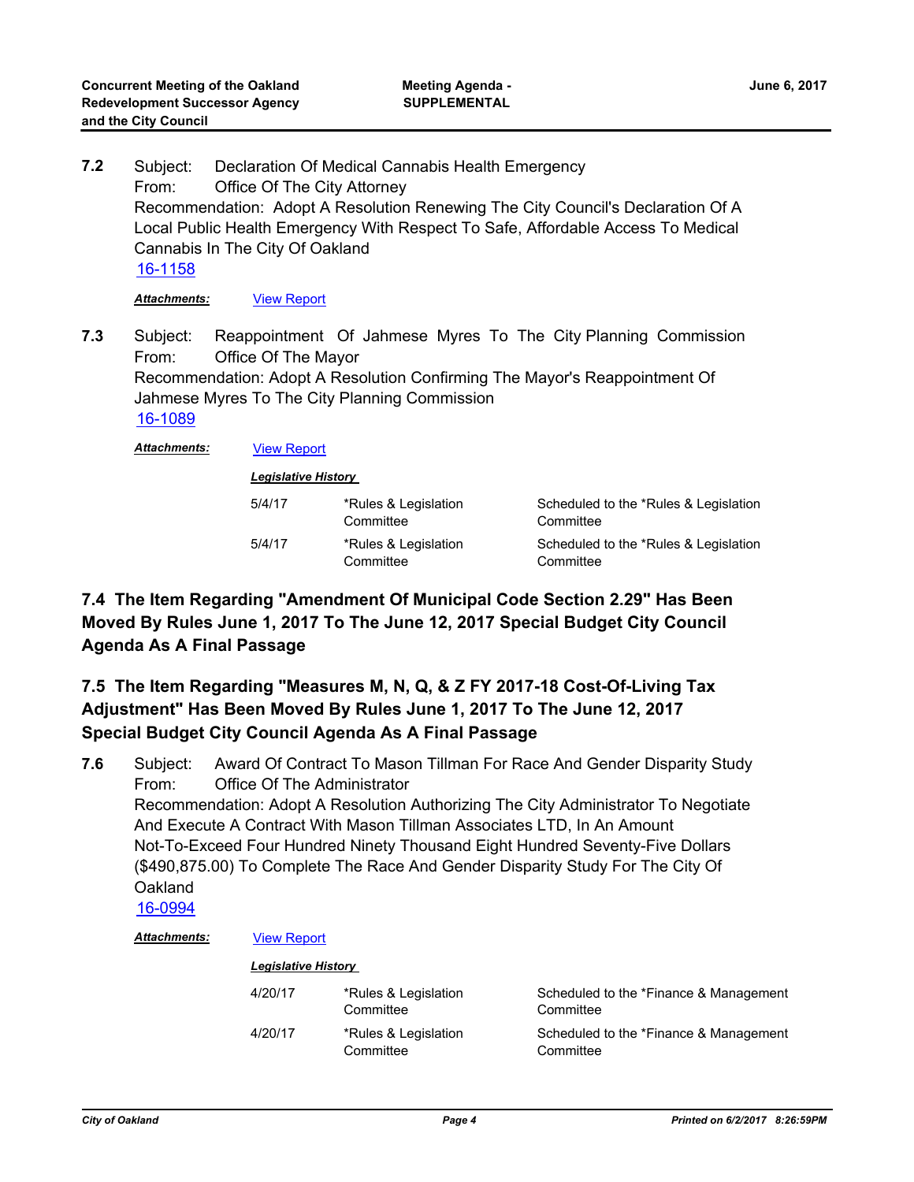**7.2** Subject: Declaration Of Medical Cannabis Health Emergency
From: Office Of The City Attorney
Recommendation: Adopt A Resolution Renewing The City Council's Declaration Of A Local Public Health Emergency With Respect To Safe, Affordable Access To Medical Cannabis In The City Of Oakland
16-1158

***Attachments:*** View Report

**7.3** Subject: Reappointment Of Jahmese Myres To The City Planning Commission
From: Office Of The Mayor
Recommendation: Adopt A Resolution Confirming The Mayor's Reappointment Of Jahmese Myres To The City Planning Commission
16-1089

***Attachments:*** View Report

***Legislative History***

| | | |
|---|---|---|
| 5/4/17 | *Rules & Legislation Committee | Scheduled to the *Rules & Legislation Committee |
| 5/4/17 | *Rules & Legislation Committee | Scheduled to the *Rules & Legislation Committee |

## 7.4 The Item Regarding "Amendment Of Municipal Code Section 2.29" Has Been Moved By Rules June 1, 2017 To The June 12, 2017 Special Budget City Council Agenda As A Final Passage

## 7.5 The Item Regarding "Measures M, N, Q, & Z FY 2017-18 Cost-Of-Living Tax Adjustment" Has Been Moved By Rules June 1, 2017 To The June 12, 2017 Special Budget City Council Agenda As A Final Passage

**7.6** Subject: Award Of Contract To Mason Tillman For Race And Gender Disparity Study
From: Office Of The Administrator
Recommendation: Adopt A Resolution Authorizing The City Administrator To Negotiate And Execute A Contract With Mason Tillman Associates LTD, In An Amount Not-To-Exceed Four Hundred Ninety Thousand Eight Hundred Seventy-Five Dollars ($490,875.00) To Complete The Race And Gender Disparity Study For The City Of Oakland
16-0994

***Attachments:*** View Report

***Legislative History***

| | | |
|---|---|---|
| 4/20/17 | *Rules & Legislation Committee | Scheduled to the *Finance & Management Committee |
| 4/20/17 | *Rules & Legislation Committee | Scheduled to the *Finance & Management Committee |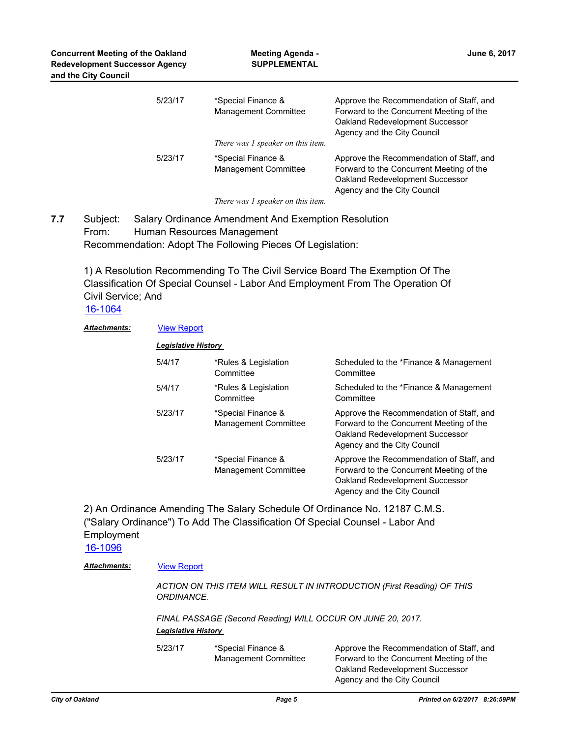| | | |
|---|---|---|
| 5/23/17 | *Special Finance & Management Committee | Approve the Recommendation of Staff, and Forward to the Concurrent Meeting of the Oakland Redevelopment Successor Agency and the City Council |

*There was 1 speaker on this item.*

| | | |
|---|---|---|
| 5/23/17 | *Special Finance & Management Committee | Approve the Recommendation of Staff, and Forward to the Concurrent Meeting of the Oakland Redevelopment Successor Agency and the City Council |

*There was 1 speaker on this item.*

**7.7** Subject: Salary Ordinance Amendment And Exemption Resolution
From: Human Resources Management
Recommendation: Adopt The Following Pieces Of Legislation:

1) A Resolution Recommending To The Civil Service Board The Exemption Of The Classification Of Special Counsel - Labor And Employment From The Operation Of Civil Service; And
16-1064

***Attachments:*** View Report

***Legislative History***

| | | |
|---|---|---|
| 5/4/17 | *Rules & Legislation Committee | Scheduled to the *Finance & Management Committee |
| 5/4/17 | *Rules & Legislation Committee | Scheduled to the *Finance & Management Committee |
| 5/23/17 | *Special Finance & Management Committee | Approve the Recommendation of Staff, and Forward to the Concurrent Meeting of the Oakland Redevelopment Successor Agency and the City Council |
| 5/23/17 | *Special Finance & Management Committee | Approve the Recommendation of Staff, and Forward to the Concurrent Meeting of the Oakland Redevelopment Successor Agency and the City Council |

2) An Ordinance Amending The Salary Schedule Of Ordinance No. 12187 C.M.S. ("Salary Ordinance") To Add The Classification Of Special Counsel - Labor And Employment
16-1096

***Attachments:*** View Report

*ACTION ON THIS ITEM WILL RESULT IN INTRODUCTION (First Reading) OF THIS ORDINANCE.*

*FINAL PASSAGE (Second Reading) WILL OCCUR ON JUNE 20, 2017.*

***Legislative History***

| | | |
|---|---|---|
| 5/23/17 | *Special Finance & Management Committee | Approve the Recommendation of Staff, and Forward to the Concurrent Meeting of the Oakland Redevelopment Successor Agency and the City Council |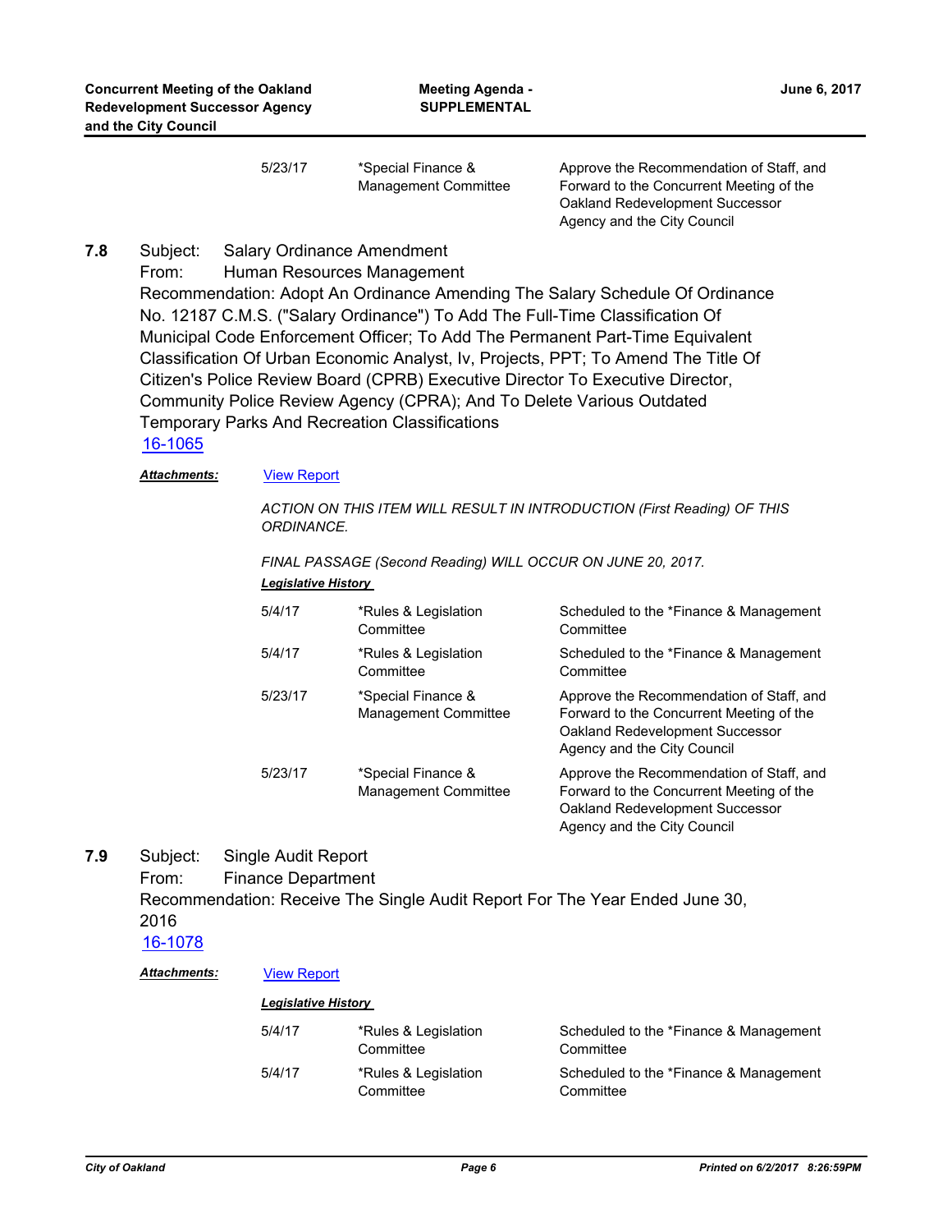| 5/23/17 | *Special Finance & Management Committee | Approve the Recommendation of Staff, and Forward to the Concurrent Meeting of the Oakland Redevelopment Successor Agency and the City Council |
|---|---|---|

**7.8** Subject: Salary Ordinance Amendment

From: Human Resources Management

Recommendation: Adopt An Ordinance Amending The Salary Schedule Of Ordinance No. 12187 C.M.S. ("Salary Ordinance") To Add The Full-Time Classification Of Municipal Code Enforcement Officer; To Add The Permanent Part-Time Equivalent Classification Of Urban Economic Analyst, Iv, Projects, PPT; To Amend The Title Of Citizen's Police Review Board (CPRB) Executive Director To Executive Director, Community Police Review Agency (CPRA); And To Delete Various Outdated Temporary Parks And Recreation Classifications

16-1065

***Attachments:*** View Report

*ACTION ON THIS ITEM WILL RESULT IN INTRODUCTION (First Reading) OF THIS ORDINANCE.*

*FINAL PASSAGE (Second Reading) WILL OCCUR ON JUNE 20, 2017.*

***Legislative History***

| 5/4/17 | *Rules & Legislation Committee | Scheduled to the *Finance & Management Committee |
|---|---|---|
| 5/4/17 | *Rules & Legislation Committee | Scheduled to the *Finance & Management Committee |
| 5/23/17 | *Special Finance & Management Committee | Approve the Recommendation of Staff, and Forward to the Concurrent Meeting of the Oakland Redevelopment Successor Agency and the City Council |
| 5/23/17 | *Special Finance & Management Committee | Approve the Recommendation of Staff, and Forward to the Concurrent Meeting of the Oakland Redevelopment Successor Agency and the City Council |

**7.9** Subject: Single Audit Report

From: Finance Department

Recommendation: Receive The Single Audit Report For The Year Ended June 30, 2016

16-1078

***Attachments:*** View Report

***Legislative History***

| 5/4/17 | *Rules & Legislation Committee | Scheduled to the *Finance & Management Committee |
|---|---|---|
| 5/4/17 | *Rules & Legislation Committee | Scheduled to the *Finance & Management Committee |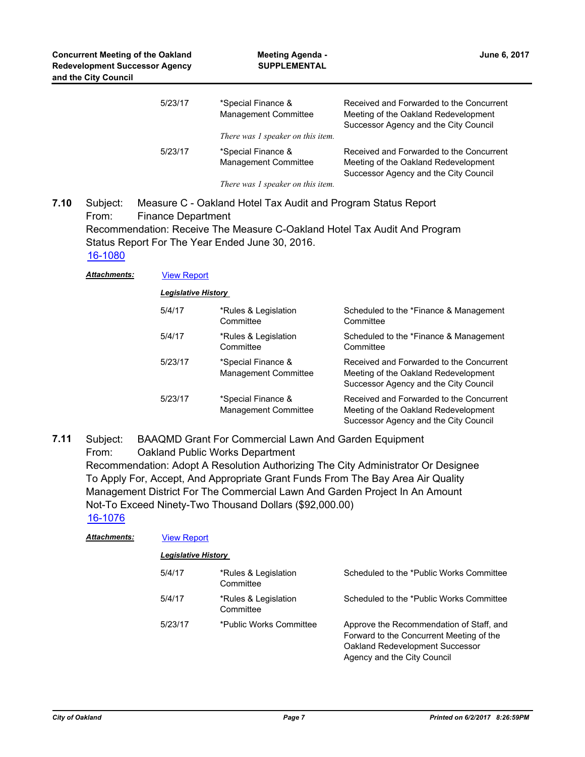| | | |
|---|---|---|
| 5/23/17 | *Special Finance & Management Committee | Received and Forwarded to the Concurrent Meeting of the Oakland Redevelopment Successor Agency and the City Council |
| | *There was 1 speaker on this item.* | |
| 5/23/17 | *Special Finance & Management Committee | Received and Forwarded to the Concurrent Meeting of the Oakland Redevelopment Successor Agency and the City Council |
| | *There was 1 speaker on this item.* | |

**7.10** Subject: Measure C - Oakland Hotel Tax Audit and Program Status Report
From: Finance Department
Recommendation: Receive The Measure C-Oakland Hotel Tax Audit And Program Status Report For The Year Ended June 30, 2016.
[16-1080](16-1080)

***Attachments:*** [View Report](View Report)

***Legislative History***

| | | |
|---|---|---|
| 5/4/17 | *Rules & Legislation Committee | Scheduled to the *Finance & Management Committee |
| 5/4/17 | *Rules & Legislation Committee | Scheduled to the *Finance & Management Committee |
| 5/23/17 | *Special Finance & Management Committee | Received and Forwarded to the Concurrent Meeting of the Oakland Redevelopment Successor Agency and the City Council |
| 5/23/17 | *Special Finance & Management Committee | Received and Forwarded to the Concurrent Meeting of the Oakland Redevelopment Successor Agency and the City Council |

**7.11** Subject: BAAQMD Grant For Commercial Lawn And Garden Equipment
From: Oakland Public Works Department
Recommendation: Adopt A Resolution Authorizing The City Administrator Or Designee To Apply For, Accept, And Appropriate Grant Funds From The Bay Area Air Quality Management District For The Commercial Lawn And Garden Project In An Amount Not-To Exceed Ninety-Two Thousand Dollars ($92,000.00)
[16-1076](16-1076)

***Attachments:*** [View Report](View Report)

***Legislative History***

| | | |
|---|---|---|
| 5/4/17 | *Rules & Legislation Committee | Scheduled to the *Public Works Committee |
| 5/4/17 | *Rules & Legislation Committee | Scheduled to the *Public Works Committee |
| 5/23/17 | *Public Works Committee | Approve the Recommendation of Staff, and Forward to the Concurrent Meeting of the Oakland Redevelopment Successor Agency and the City Council |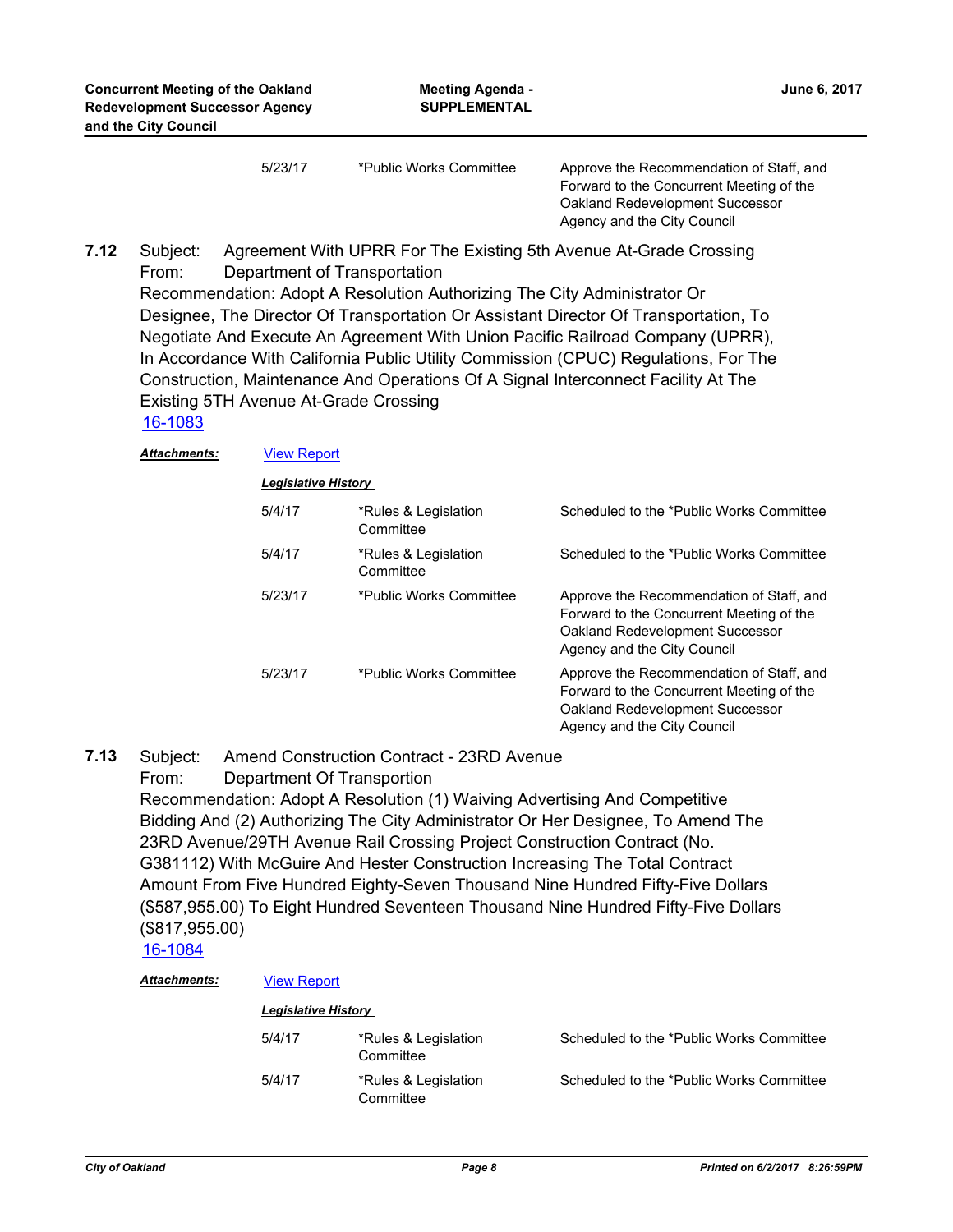| 5/23/17 | *Public Works Committee | Approve the Recommendation of Staff, and Forward to the Concurrent Meeting of the Oakland Redevelopment Successor Agency and the City Council |
|---|---|---|

**7.12** Subject: Agreement With UPRR For The Existing 5th Avenue At-Grade Crossing
From: Department of Transportation
Recommendation: Adopt A Resolution Authorizing The City Administrator Or Designee, The Director Of Transportation Or Assistant Director Of Transportation, To Negotiate And Execute An Agreement With Union Pacific Railroad Company (UPRR), In Accordance With California Public Utility Commission (CPUC) Regulations, For The Construction, Maintenance And Operations Of A Signal Interconnect Facility At The Existing 5TH Avenue At-Grade Crossing
16-1083

***Attachments:*** View Report

***Legislative History***

| Date | Committee | Action |
|---|---|---|
| 5/4/17 | *Rules & Legislation Committee | Scheduled to the *Public Works Committee |
| 5/4/17 | *Rules & Legislation Committee | Scheduled to the *Public Works Committee |
| 5/23/17 | *Public Works Committee | Approve the Recommendation of Staff, and Forward to the Concurrent Meeting of the Oakland Redevelopment Successor Agency and the City Council |
| 5/23/17 | *Public Works Committee | Approve the Recommendation of Staff, and Forward to the Concurrent Meeting of the Oakland Redevelopment Successor Agency and the City Council |

**7.13** Subject: Amend Construction Contract - 23RD Avenue
From: Department Of Transportion
Recommendation: Adopt A Resolution (1) Waiving Advertising And Competitive Bidding And (2) Authorizing The City Administrator Or Her Designee, To Amend The 23RD Avenue/29TH Avenue Rail Crossing Project Construction Contract (No. G381112) With McGuire And Hester Construction Increasing The Total Contract Amount From Five Hundred Eighty-Seven Thousand Nine Hundred Fifty-Five Dollars ($587,955.00) To Eight Hundred Seventeen Thousand Nine Hundred Fifty-Five Dollars ($817,955.00)
16-1084

***Attachments:*** View Report

***Legislative History***

| Date | Committee | Action |
|---|---|---|
| 5/4/17 | *Rules & Legislation Committee | Scheduled to the *Public Works Committee |
| 5/4/17 | *Rules & Legislation Committee | Scheduled to the *Public Works Committee |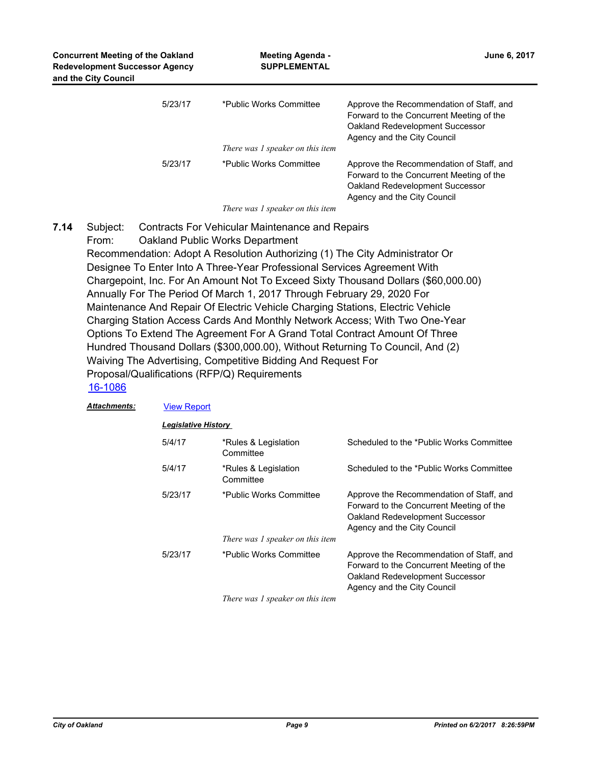| | | |
|---|---|---|
| 5/23/17 | *Public Works Committee | Approve the Recommendation of Staff, and Forward to the Concurrent Meeting of the Oakland Redevelopment Successor Agency and the City Council |
| | *There was 1 speaker on this item* | |
| 5/23/17 | *Public Works Committee | Approve the Recommendation of Staff, and Forward to the Concurrent Meeting of the Oakland Redevelopment Successor Agency and the City Council |
| | *There was 1 speaker on this item* | |

**7.14** Subject: Contracts For Vehicular Maintenance and Repairs
From: Oakland Public Works Department
Recommendation: Adopt A Resolution Authorizing (1) The City Administrator Or Designee To Enter Into A Three-Year Professional Services Agreement With Chargepoint, Inc. For An Amount Not To Exceed Sixty Thousand Dollars ($60,000.00) Annually For The Period Of March 1, 2017 Through February 29, 2020 For Maintenance And Repair Of Electric Vehicle Charging Stations, Electric Vehicle Charging Station Access Cards And Monthly Network Access; With Two One-Year Options To Extend The Agreement For A Grand Total Contract Amount Of Three Hundred Thousand Dollars ($300,000.00), Without Returning To Council, And (2) Waiving The Advertising, Competitive Bidding And Request For Proposal/Qualifications (RFP/Q) Requirements
16-1086

***Attachments:*** View Report

***Legislative History***

| | | |
|---|---|---|
| 5/4/17 | *Rules & Legislation Committee | Scheduled to the *Public Works Committee |
| 5/4/17 | *Rules & Legislation Committee | Scheduled to the *Public Works Committee |
| 5/23/17 | *Public Works Committee | Approve the Recommendation of Staff, and Forward to the Concurrent Meeting of the Oakland Redevelopment Successor Agency and the City Council |
| | *There was 1 speaker on this item* | |
| 5/23/17 | *Public Works Committee | Approve the Recommendation of Staff, and Forward to the Concurrent Meeting of the Oakland Redevelopment Successor Agency and the City Council |
| | *There was 1 speaker on this item* | |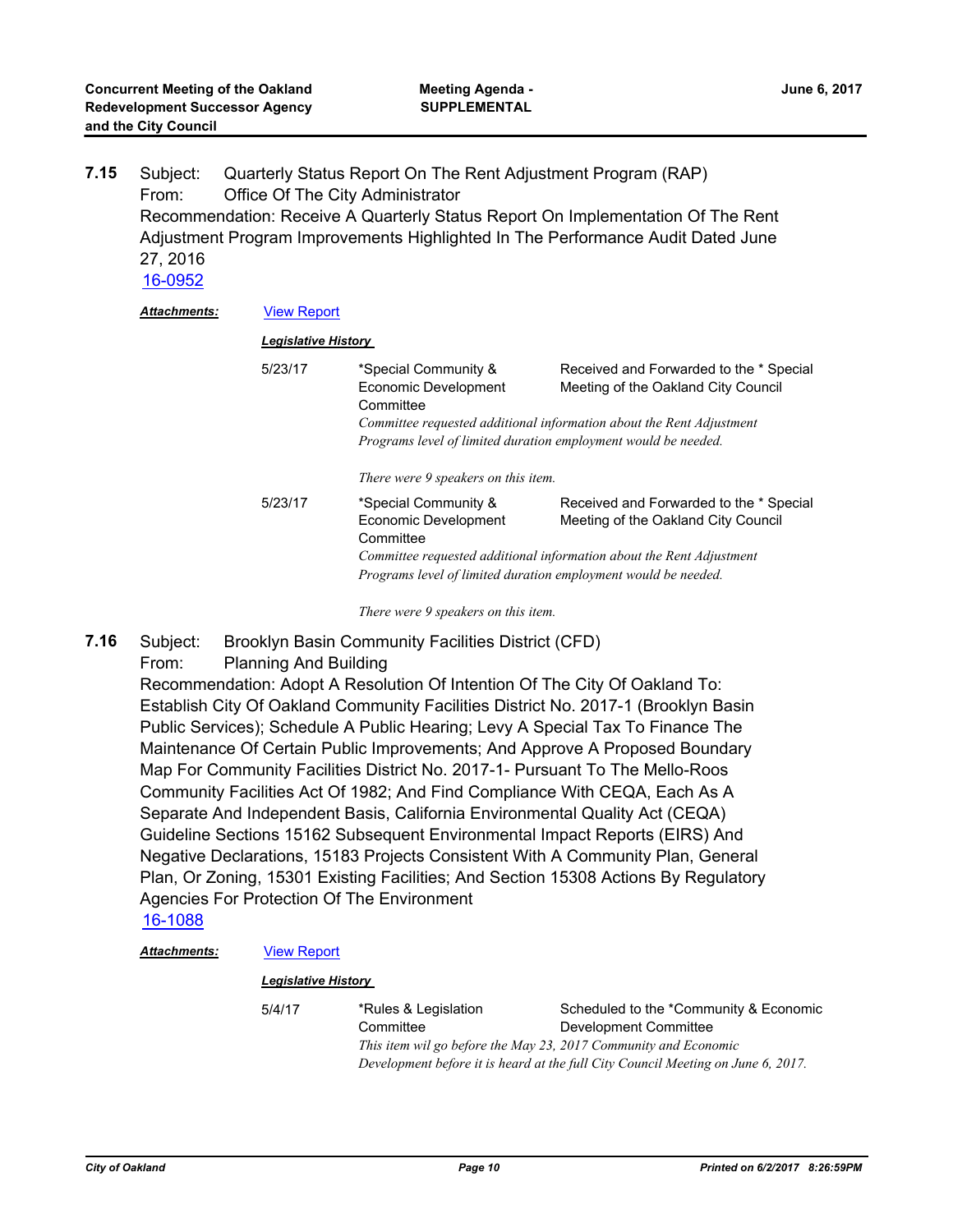**7.15** Subject: Quarterly Status Report On The Rent Adjustment Program (RAP)
From: Office Of The City Administrator
Recommendation: Receive A Quarterly Status Report On Implementation Of The Rent Adjustment Program Improvements Highlighted In The Performance Audit Dated June 27, 2016
16-0952

***Attachments:*** View Report

***Legislative History***

| Date | Body | Action |
|---|---|---|
| 5/23/17 | *Special Community & Economic Development Committee | Received and Forwarded to the * Special Meeting of the Oakland City Council |

*Committee requested additional information about the Rent Adjustment Programs level of limited duration employment would be needed.*

*There were 9 speakers on this item.*

| Date | Body | Action |
|---|---|---|
| 5/23/17 | *Special Community & Economic Development Committee | Received and Forwarded to the * Special Meeting of the Oakland City Council |

*Committee requested additional information about the Rent Adjustment Programs level of limited duration employment would be needed.*

*There were 9 speakers on this item.*

**7.16** Subject: Brooklyn Basin Community Facilities District (CFD)
From: Planning And Building
Recommendation: Adopt A Resolution Of Intention Of The City Of Oakland To: Establish City Of Oakland Community Facilities District No. 2017-1 (Brooklyn Basin Public Services); Schedule A Public Hearing; Levy A Special Tax To Finance The Maintenance Of Certain Public Improvements; And Approve A Proposed Boundary Map For Community Facilities District No. 2017-1- Pursuant To The Mello-Roos Community Facilities Act Of 1982; And Find Compliance With CEQA, Each As A Separate And Independent Basis, California Environmental Quality Act (CEQA) Guideline Sections 15162 Subsequent Environmental Impact Reports (EIRS) And Negative Declarations, 15183 Projects Consistent With A Community Plan, General Plan, Or Zoning, 15301 Existing Facilities; And Section 15308 Actions By Regulatory Agencies For Protection Of The Environment
16-1088

***Attachments:*** View Report

***Legislative History***

| Date | Body | Action |
|---|---|---|
| 5/4/17 | *Rules & Legislation Committee | Scheduled to the *Community & Economic Development Committee |

*This item wil go before the May 23, 2017 Community and Economic Development before it is heard at the full City Council Meeting on June 6, 2017.*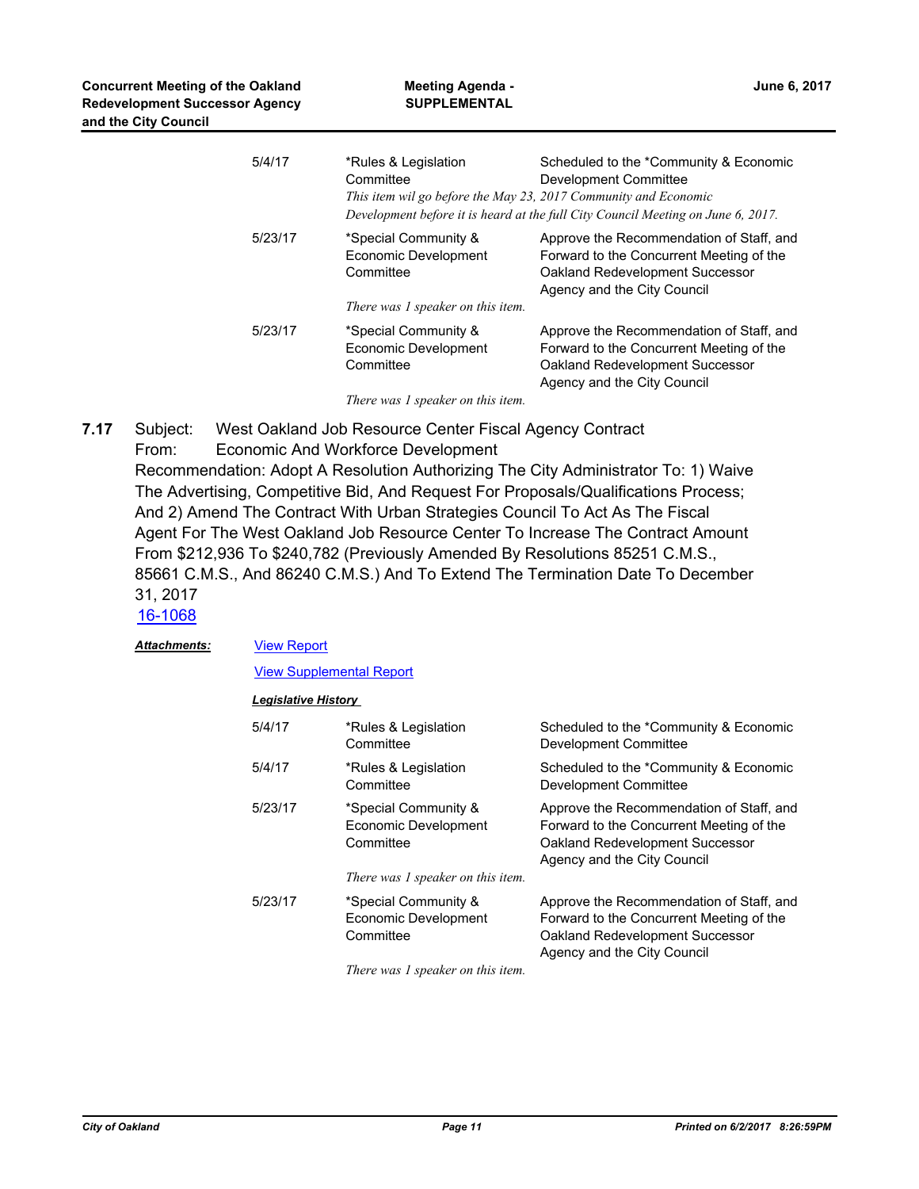| | | |
|---|---|---|
| 5/4/17 | *Rules & Legislation Committee | Scheduled to the *Community & Economic Development Committee |
| | *This item wil go before the May 23, 2017 Community and Economic Development before it is heard at the full City Council Meeting on June 6, 2017.* | |
| 5/23/17 | *Special Community & Economic Development Committee | Approve the Recommendation of Staff, and Forward to the Concurrent Meeting of the Oakland Redevelopment Successor Agency and the City Council |
| | *There was 1 speaker on this item.* | |
| 5/23/17 | *Special Community & Economic Development Committee | Approve the Recommendation of Staff, and Forward to the Concurrent Meeting of the Oakland Redevelopment Successor Agency and the City Council |
| | *There was 1 speaker on this item.* | |

**7.17** Subject: West Oakland Job Resource Center Fiscal Agency Contract
From: Economic And Workforce Development
Recommendation: Adopt A Resolution Authorizing The City Administrator To: 1) Waive The Advertising, Competitive Bid, And Request For Proposals/Qualifications Process; And 2) Amend The Contract With Urban Strategies Council To Act As The Fiscal Agent For The West Oakland Job Resource Center To Increase The Contract Amount From $212,936 To $240,782 (Previously Amended By Resolutions 85251 C.M.S., 85661 C.M.S., And 86240 C.M.S.) And To Extend The Termination Date To December 31, 2017
16-1068

***Attachments:*** View Report

View Supplemental Report

***Legislative History***

| | | |
|---|---|---|
| 5/4/17 | *Rules & Legislation Committee | Scheduled to the *Community & Economic Development Committee |
| 5/4/17 | *Rules & Legislation Committee | Scheduled to the *Community & Economic Development Committee |
| 5/23/17 | *Special Community & Economic Development Committee | Approve the Recommendation of Staff, and Forward to the Concurrent Meeting of the Oakland Redevelopment Successor Agency and the City Council |
| | *There was 1 speaker on this item.* | |
| 5/23/17 | *Special Community & Economic Development Committee | Approve the Recommendation of Staff, and Forward to the Concurrent Meeting of the Oakland Redevelopment Successor Agency and the City Council |
| | *There was 1 speaker on this item.* | |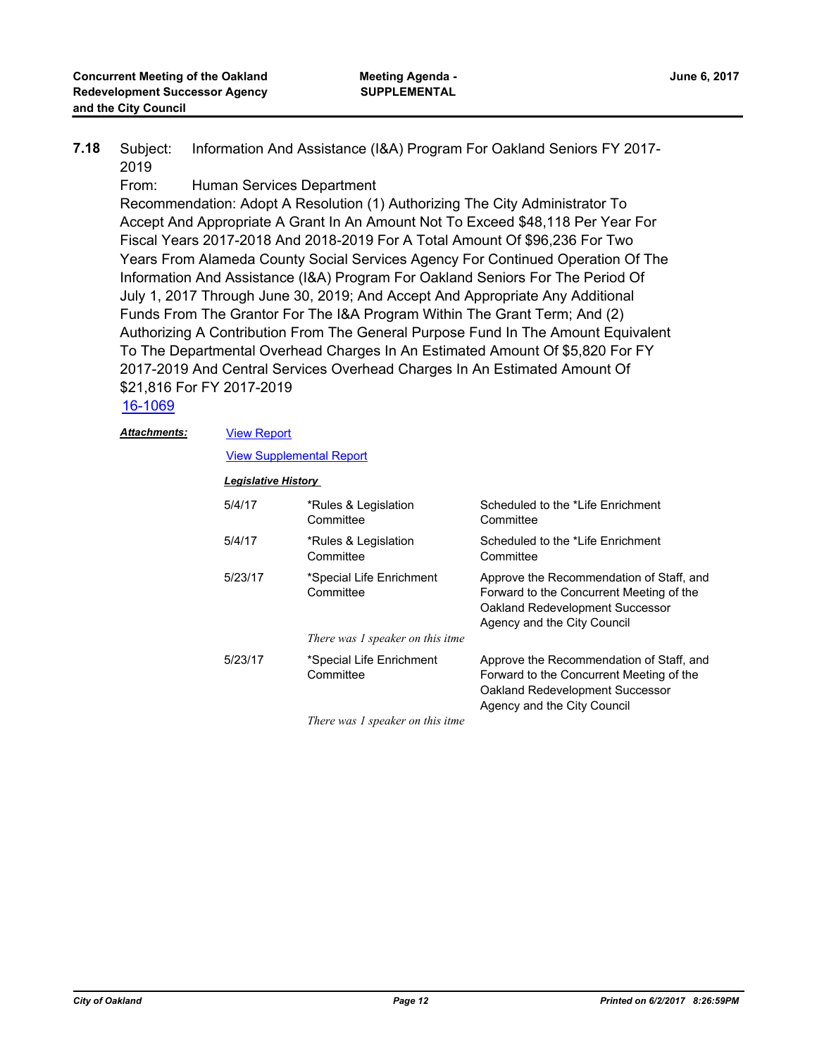**7.18** Subject: Information And Assistance (I&A) Program For Oakland Seniors FY 2017-2019

From: Human Services Department

Recommendation: Adopt A Resolution (1) Authorizing The City Administrator To Accept And Appropriate A Grant In An Amount Not To Exceed $48,118 Per Year For Fiscal Years 2017-2018 And 2018-2019 For A Total Amount Of $96,236 For Two Years From Alameda County Social Services Agency For Continued Operation Of The Information And Assistance (I&A) Program For Oakland Seniors For The Period Of July 1, 2017 Through June 30, 2019; And Accept And Appropriate Any Additional Funds From The Grantor For The I&A Program Within The Grant Term; And (2) Authorizing A Contribution From The General Purpose Fund In The Amount Equivalent To The Departmental Overhead Charges In An Estimated Amount Of $5,820 For FY 2017-2019 And Central Services Overhead Charges In An Estimated Amount Of $21,816 For FY 2017-2019

16-1069

***Attachments:*** View Report

View Supplemental Report

***Legislative History***

| | | |
|---|---|---|
| 5/4/17 | *Rules & Legislation Committee | Scheduled to the *Life Enrichment Committee |
| 5/4/17 | *Rules & Legislation Committee | Scheduled to the *Life Enrichment Committee |
| 5/23/17 | *Special Life Enrichment Committee | Approve the Recommendation of Staff, and Forward to the Concurrent Meeting of the Oakland Redevelopment Successor Agency and the City Council |
| | *There was 1 speaker on this itme* | |
| 5/23/17 | *Special Life Enrichment Committee | Approve the Recommendation of Staff, and Forward to the Concurrent Meeting of the Oakland Redevelopment Successor Agency and the City Council |
| | *There was 1 speaker on this itme* | |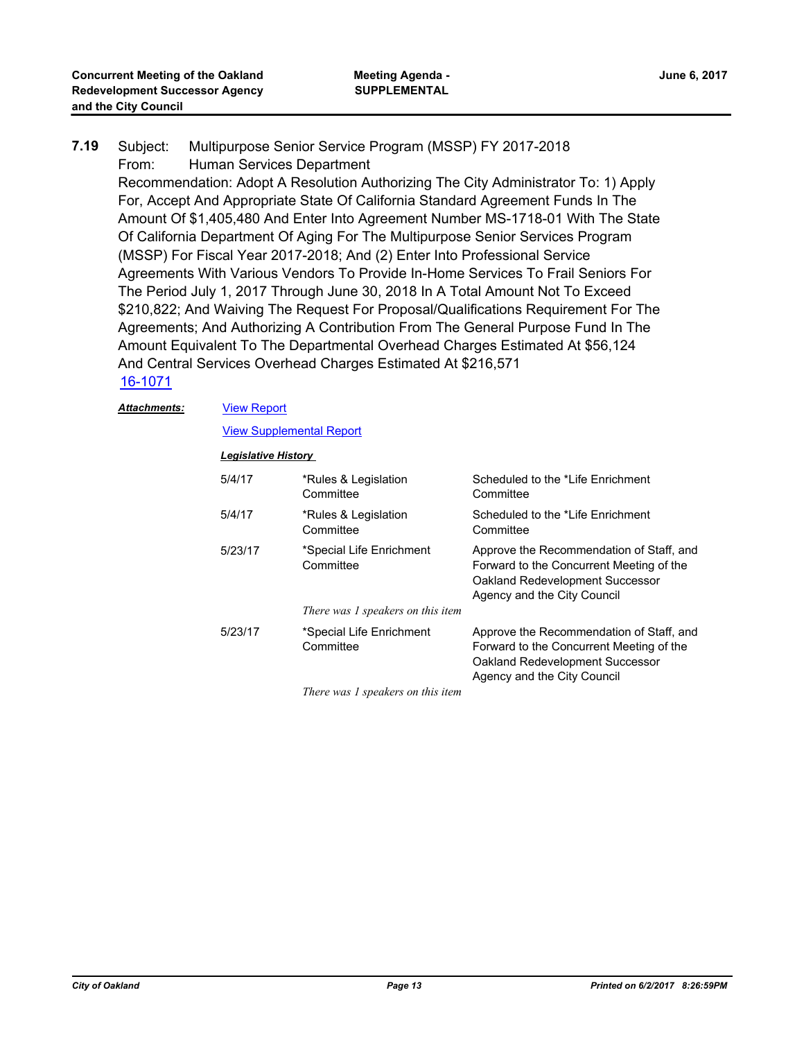**7.19** Subject: Multipurpose Senior Service Program (MSSP) FY 2017-2018
From: Human Services Department
Recommendation: Adopt A Resolution Authorizing The City Administrator To: 1) Apply For, Accept And Appropriate State Of California Standard Agreement Funds In The Amount Of $1,405,480 And Enter Into Agreement Number MS-1718-01 With The State Of California Department Of Aging For The Multipurpose Senior Services Program (MSSP) For Fiscal Year 2017-2018; And (2) Enter Into Professional Service Agreements With Various Vendors To Provide In-Home Services To Frail Seniors For The Period July 1, 2017 Through June 30, 2018 In A Total Amount Not To Exceed $210,822; And Waiving The Request For Proposal/Qualifications Requirement For The Agreements; And Authorizing A Contribution From The General Purpose Fund In The Amount Equivalent To The Departmental Overhead Charges Estimated At $56,124 And Central Services Overhead Charges Estimated At $216,571
16-1071

***Attachments:*** View Report

View Supplemental Report

***Legislative History***

| | | |
|---|---|---|
| 5/4/17 | *Rules & Legislation Committee | Scheduled to the *Life Enrichment Committee |
| 5/4/17 | *Rules & Legislation Committee | Scheduled to the *Life Enrichment Committee |
| 5/23/17 | *Special Life Enrichment Committee | Approve the Recommendation of Staff, and Forward to the Concurrent Meeting of the Oakland Redevelopment Successor Agency and the City Council |
| | *There was 1 speakers on this item* | |
| 5/23/17 | *Special Life Enrichment Committee | Approve the Recommendation of Staff, and Forward to the Concurrent Meeting of the Oakland Redevelopment Successor Agency and the City Council |
| | *There was 1 speakers on this item* | |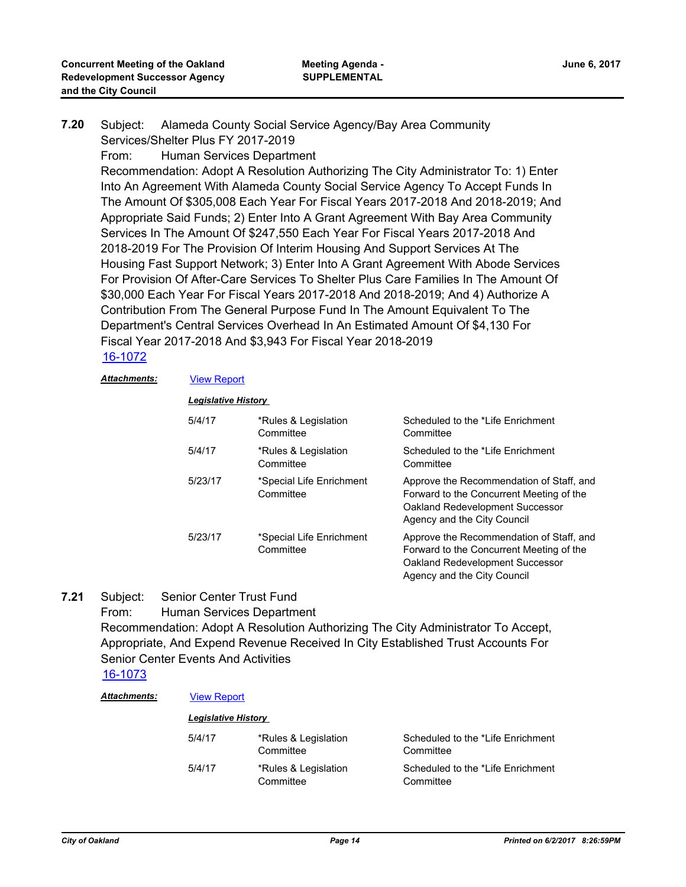**7.20** Subject: Alameda County Social Service Agency/Bay Area Community Services/Shelter Plus FY 2017-2019

From: Human Services Department

Recommendation: Adopt A Resolution Authorizing The City Administrator To: 1) Enter Into An Agreement With Alameda County Social Service Agency To Accept Funds In The Amount Of $305,008 Each Year For Fiscal Years 2017-2018 And 2018-2019; And Appropriate Said Funds; 2) Enter Into A Grant Agreement With Bay Area Community Services In The Amount Of $247,550 Each Year For Fiscal Years 2017-2018 And 2018-2019 For The Provision Of Interim Housing And Support Services At The Housing Fast Support Network; 3) Enter Into A Grant Agreement With Abode Services For Provision Of After-Care Services To Shelter Plus Care Families In The Amount Of $30,000 Each Year For Fiscal Years 2017-2018 And 2018-2019; And 4) Authorize A Contribution From The General Purpose Fund In The Amount Equivalent To The Department's Central Services Overhead In An Estimated Amount Of $4,130 For Fiscal Year 2017-2018 And $3,943 For Fiscal Year 2018-2019

16-1072

***Attachments:*** View Report

***Legislative History***

| | | |
|---|---|---|
| 5/4/17 | *Rules & Legislation Committee | Scheduled to the *Life Enrichment Committee |
| 5/4/17 | *Rules & Legislation Committee | Scheduled to the *Life Enrichment Committee |
| 5/23/17 | *Special Life Enrichment Committee | Approve the Recommendation of Staff, and Forward to the Concurrent Meeting of the Oakland Redevelopment Successor Agency and the City Council |
| 5/23/17 | *Special Life Enrichment Committee | Approve the Recommendation of Staff, and Forward to the Concurrent Meeting of the Oakland Redevelopment Successor Agency and the City Council |

**7.21** Subject: Senior Center Trust Fund

From: Human Services Department

Recommendation: Adopt A Resolution Authorizing The City Administrator To Accept, Appropriate, And Expend Revenue Received In City Established Trust Accounts For Senior Center Events And Activities

16-1073

***Attachments:*** View Report

***Legislative History***

| | | |
|---|---|---|
| 5/4/17 | *Rules & Legislation Committee | Scheduled to the *Life Enrichment Committee |
| 5/4/17 | *Rules & Legislation Committee | Scheduled to the *Life Enrichment Committee |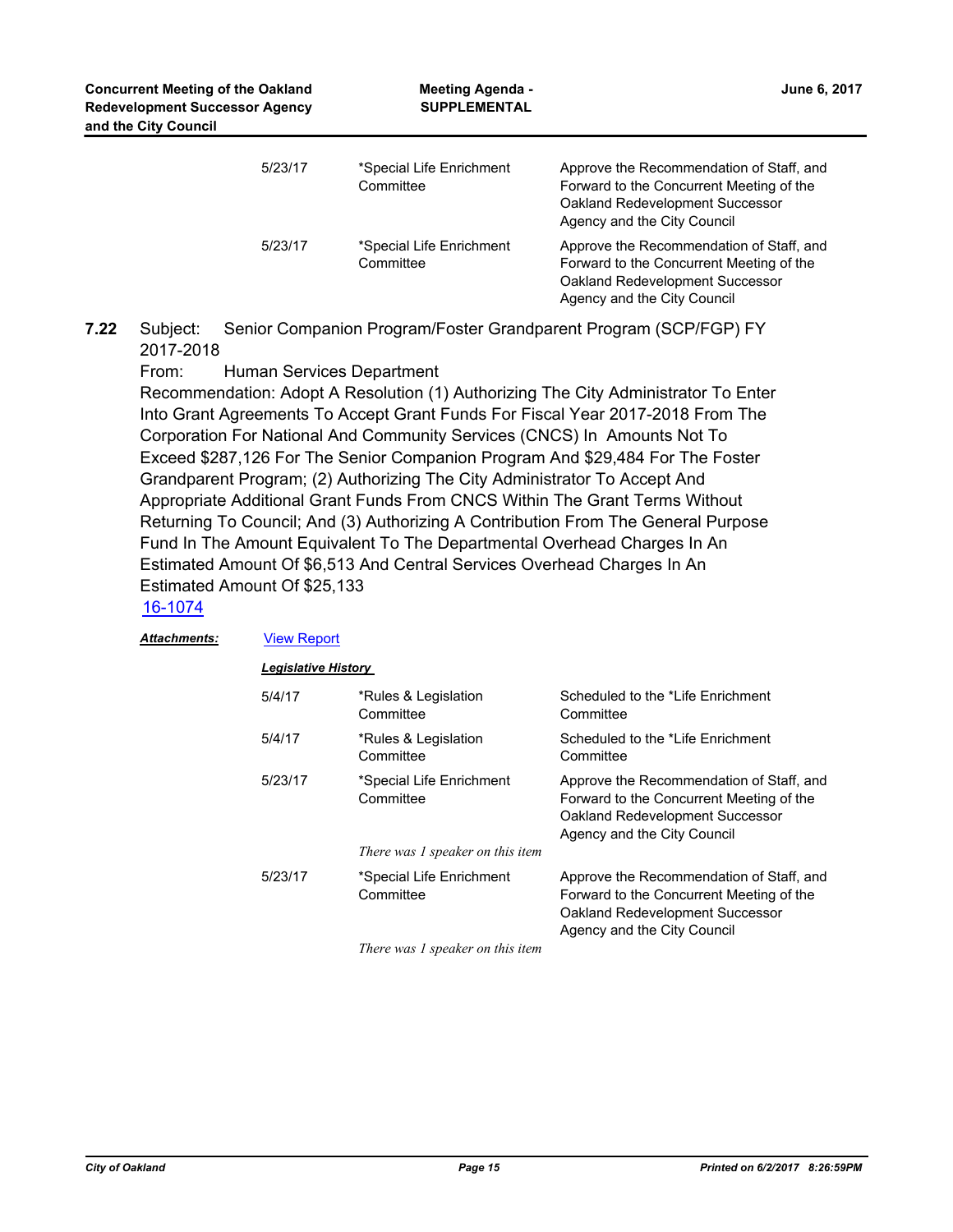| | | |
|---|---|---|
| 5/23/17 | *Special Life Enrichment Committee | Approve the Recommendation of Staff, and Forward to the Concurrent Meeting of the Oakland Redevelopment Successor Agency and the City Council |
| 5/23/17 | *Special Life Enrichment Committee | Approve the Recommendation of Staff, and Forward to the Concurrent Meeting of the Oakland Redevelopment Successor Agency and the City Council |

**7.22** Subject: Senior Companion Program/Foster Grandparent Program (SCP/FGP) FY 2017-2018

From: Human Services Department

Recommendation: Adopt A Resolution (1) Authorizing The City Administrator To Enter Into Grant Agreements To Accept Grant Funds For Fiscal Year 2017-2018 From The Corporation For National And Community Services (CNCS) In Amounts Not To Exceed $287,126 For The Senior Companion Program And $29,484 For The Foster Grandparent Program; (2) Authorizing The City Administrator To Accept And Appropriate Additional Grant Funds From CNCS Within The Grant Terms Without Returning To Council; And (3) Authorizing A Contribution From The General Purpose Fund In The Amount Equivalent To The Departmental Overhead Charges In An Estimated Amount Of $6,513 And Central Services Overhead Charges In An Estimated Amount Of $25,133

16-1074

***Attachments:*** View Report

***Legislative History***

| | | |
|---|---|---|
| 5/4/17 | *Rules & Legislation Committee | Scheduled to the *Life Enrichment Committee |
| 5/4/17 | *Rules & Legislation Committee | Scheduled to the *Life Enrichment Committee |
| 5/23/17 | *Special Life Enrichment Committee<br>*There was 1 speaker on this item* | Approve the Recommendation of Staff, and Forward to the Concurrent Meeting of the Oakland Redevelopment Successor Agency and the City Council |
| 5/23/17 | *Special Life Enrichment Committee<br>*There was 1 speaker on this item* | Approve the Recommendation of Staff, and Forward to the Concurrent Meeting of the Oakland Redevelopment Successor Agency and the City Council |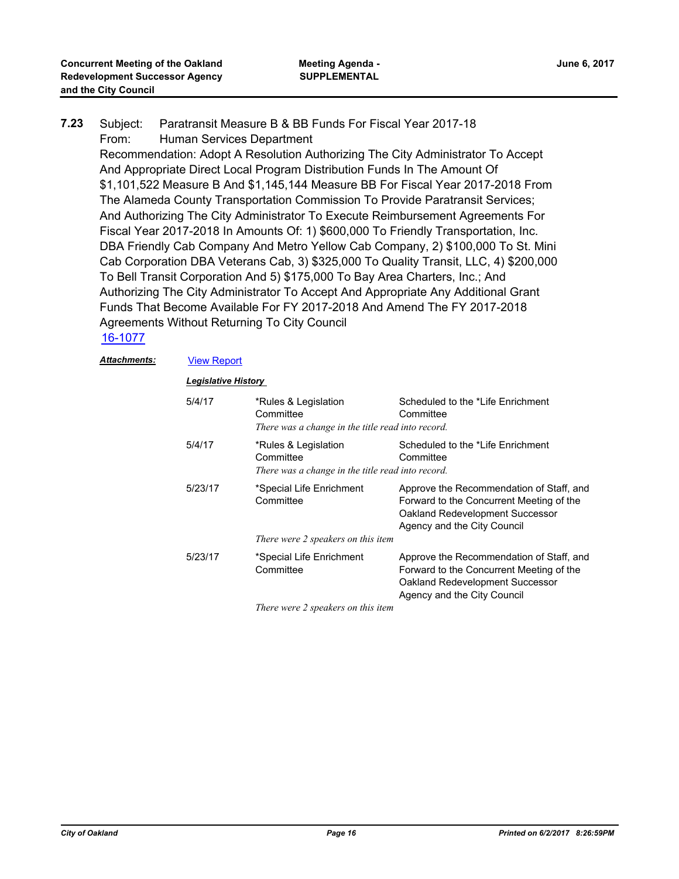**7.23** Subject: Paratransit Measure B & BB Funds For Fiscal Year 2017-18

From: Human Services Department

Recommendation: Adopt A Resolution Authorizing The City Administrator To Accept And Appropriate Direct Local Program Distribution Funds In The Amount Of $1,101,522 Measure B And $1,145,144 Measure BB For Fiscal Year 2017-2018 From The Alameda County Transportation Commission To Provide Paratransit Services; And Authorizing The City Administrator To Execute Reimbursement Agreements For Fiscal Year 2017-2018 In Amounts Of: 1) $600,000 To Friendly Transportation, Inc. DBA Friendly Cab Company And Metro Yellow Cab Company, 2) $100,000 To St. Mini Cab Corporation DBA Veterans Cab, 3) $325,000 To Quality Transit, LLC, 4) $200,000 To Bell Transit Corporation And 5) $175,000 To Bay Area Charters, Inc.; And Authorizing The City Administrator To Accept And Appropriate Any Additional Grant Funds That Become Available For FY 2017-2018 And Amend The FY 2017-2018 Agreements Without Returning To City Council

16-1077

***Attachments:*** View Report

***Legislative History***

| Date | Committee | Action |
| --- | --- | --- |
| 5/4/17 | *Rules & Legislation Committee | Scheduled to the *Life Enrichment Committee |
| | *There was a change in the title read into record.* | |
| 5/4/17 | *Rules & Legislation Committee | Scheduled to the *Life Enrichment Committee |
| | *There was a change in the title read into record.* | |
| 5/23/17 | *Special Life Enrichment Committee | Approve the Recommendation of Staff, and Forward to the Concurrent Meeting of the Oakland Redevelopment Successor Agency and the City Council |
| | *There were 2 speakers on this item* | |
| 5/23/17 | *Special Life Enrichment Committee | Approve the Recommendation of Staff, and Forward to the Concurrent Meeting of the Oakland Redevelopment Successor Agency and the City Council |
| | *There were 2 speakers on this item* | |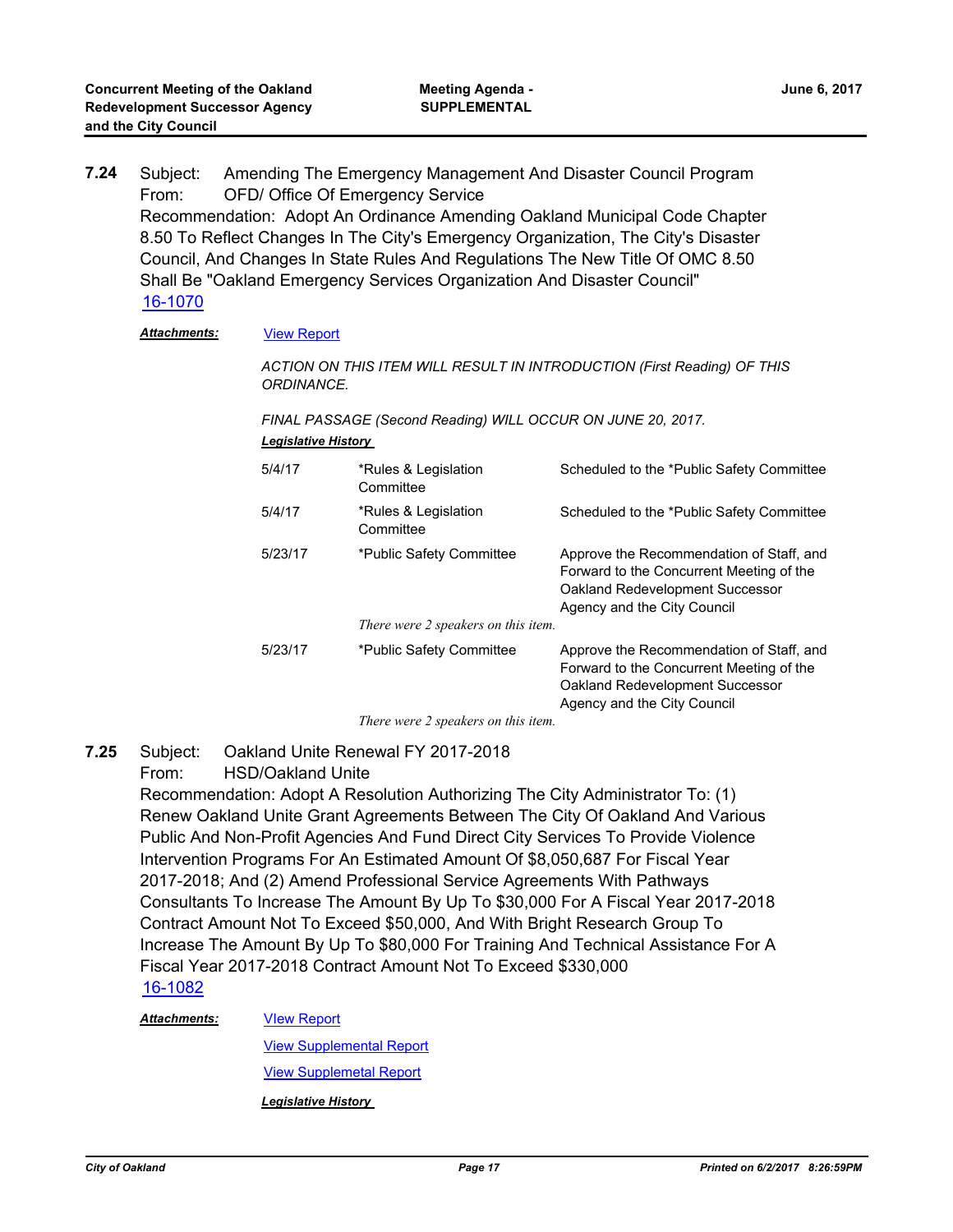**7.24** Subject: Amending The Emergency Management And Disaster Council Program
From: OFD/ Office Of Emergency Service
Recommendation: Adopt An Ordinance Amending Oakland Municipal Code Chapter 8.50 To Reflect Changes In The City's Emergency Organization, The City's Disaster Council, And Changes In State Rules And Regulations The New Title Of OMC 8.50 Shall Be "Oakland Emergency Services Organization And Disaster Council"
16-1070

***Attachments:*** View Report

*ACTION ON THIS ITEM WILL RESULT IN INTRODUCTION (First Reading) OF THIS ORDINANCE.*

*FINAL PASSAGE (Second Reading) WILL OCCUR ON JUNE 20, 2017.*

***Legislative History***

| | | |
|---|---|---|
| 5/4/17 | *Rules & Legislation Committee | Scheduled to the *Public Safety Committee |
| 5/4/17 | *Rules & Legislation Committee | Scheduled to the *Public Safety Committee |
| 5/23/17 | *Public Safety Committee | Approve the Recommendation of Staff, and Forward to the Concurrent Meeting of the Oakland Redevelopment Successor Agency and the City Council |
| | *There were 2 speakers on this item.* | |
| 5/23/17 | *Public Safety Committee | Approve the Recommendation of Staff, and Forward to the Concurrent Meeting of the Oakland Redevelopment Successor Agency and the City Council |
| | *There were 2 speakers on this item.* | |

**7.25** Subject: Oakland Unite Renewal FY 2017-2018
From: HSD/Oakland Unite
Recommendation: Adopt A Resolution Authorizing The City Administrator To: (1) Renew Oakland Unite Grant Agreements Between The City Of Oakland And Various Public And Non-Profit Agencies And Fund Direct City Services To Provide Violence Intervention Programs For An Estimated Amount Of $8,050,687 For Fiscal Year 2017-2018; And (2) Amend Professional Service Agreements With Pathways Consultants To Increase The Amount By Up To $30,000 For A Fiscal Year 2017-2018 Contract Amount Not To Exceed $50,000, And With Bright Research Group To Increase The Amount By Up To $80,000 For Training And Technical Assistance For A Fiscal Year 2017-2018 Contract Amount Not To Exceed $330,000
16-1082

***Attachments:*** VIew Report

View Supplemental Report

View Supplemetal Report

***Legislative History***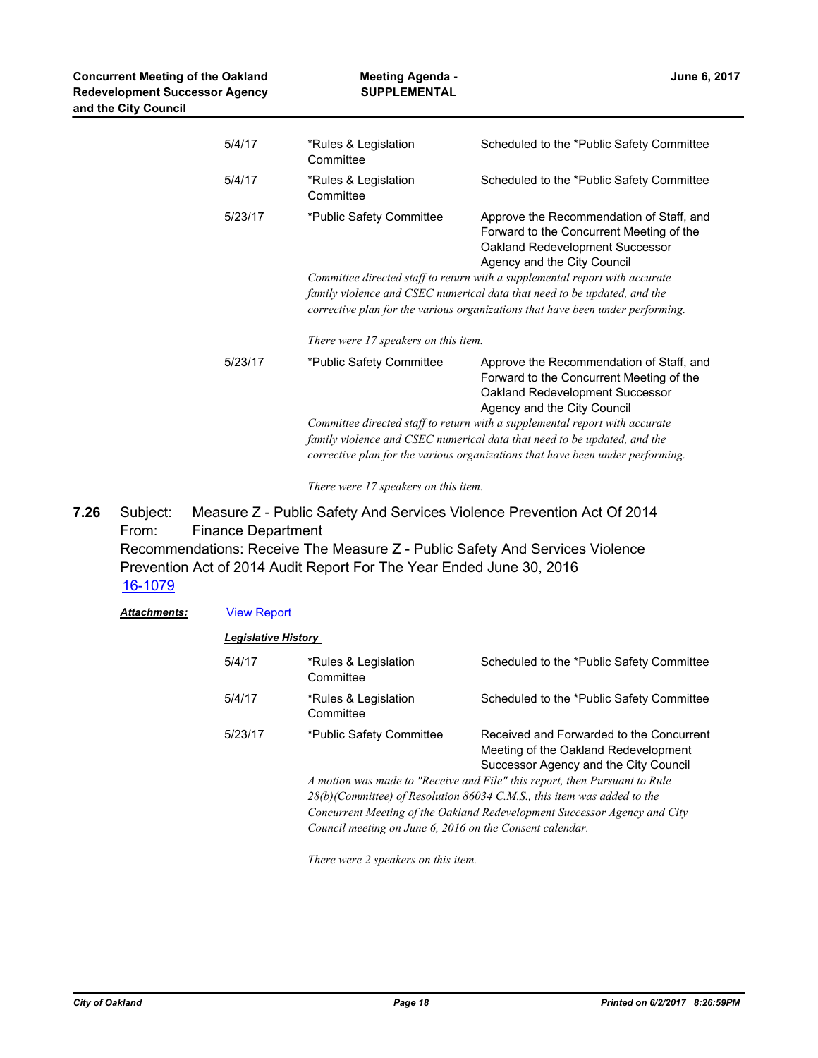| | | |
|---|---|---|
| 5/4/17 | *Rules & Legislation Committee | Scheduled to the *Public Safety Committee |
| 5/4/17 | *Rules & Legislation Committee | Scheduled to the *Public Safety Committee |
| 5/23/17 | *Public Safety Committee | Approve the Recommendation of Staff, and Forward to the Concurrent Meeting of the Oakland Redevelopment Successor Agency and the City Council |

*Committee directed staff to return with a supplemental report with accurate family violence and CSEC numerical data that need to be updated, and the corrective plan for the various organizations that have been under performing.*

*There were 17 speakers on this item.*

| | | |
|---|---|---|
| 5/23/17 | *Public Safety Committee | Approve the Recommendation of Staff, and Forward to the Concurrent Meeting of the Oakland Redevelopment Successor Agency and the City Council |

*Committee directed staff to return with a supplemental report with accurate family violence and CSEC numerical data that need to be updated, and the corrective plan for the various organizations that have been under performing.*

*There were 17 speakers on this item.*

**7.26** Subject: Measure Z - Public Safety And Services Violence Prevention Act Of 2014
From: Finance Department
Recommendations: Receive The Measure Z - Public Safety And Services Violence Prevention Act of 2014 Audit Report For The Year Ended June 30, 2016
16-1079

***Attachments:*** View Report

***Legislative History***

| | | |
|---|---|---|
| 5/4/17 | *Rules & Legislation Committee | Scheduled to the *Public Safety Committee |
| 5/4/17 | *Rules & Legislation Committee | Scheduled to the *Public Safety Committee |
| 5/23/17 | *Public Safety Committee | Received and Forwarded to the Concurrent Meeting of the Oakland Redevelopment Successor Agency and the City Council |

*A motion was made to "Receive and File" this report, then Pursuant to Rule 28(b)(Committee) of Resolution 86034 C.M.S., this item was added to the Concurrent Meeting of the Oakland Redevelopment Successor Agency and City Council meeting on June 6, 2016 on the Consent calendar.*

*There were 2 speakers on this item.*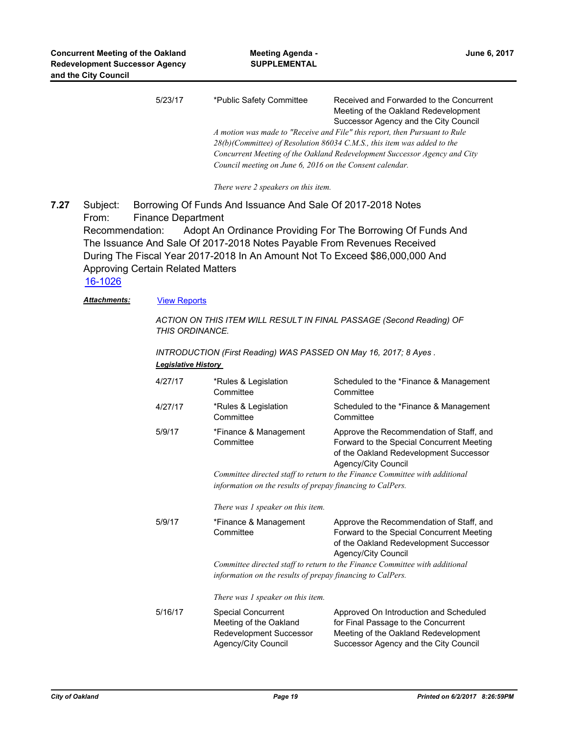| | | |
|---|---|---|
| 5/23/17 | *Public Safety Committee | Received and Forwarded to the Concurrent Meeting of the Oakland Redevelopment Successor Agency and the City Council |

*A motion was made to "Receive and File" this report, then Pursuant to Rule 28(b)(Committee) of Resolution 86034 C.M.S., this item was added to the Concurrent Meeting of the Oakland Redevelopment Successor Agency and City Council meeting on June 6, 2016 on the Consent calendar.*

*There were 2 speakers on this item.*

**7.27** Subject: Borrowing Of Funds And Issuance And Sale Of 2017-2018 Notes
From: Finance Department
Recommendation: Adopt An Ordinance Providing For The Borrowing Of Funds And The Issuance And Sale Of 2017-2018 Notes Payable From Revenues Received During The Fiscal Year 2017-2018 In An Amount Not To Exceed $86,000,000 And Approving Certain Related Matters
16-1026

***Attachments:*** View Reports

*ACTION ON THIS ITEM WILL RESULT IN FINAL PASSAGE (Second Reading) OF THIS ORDINANCE.*

*INTRODUCTION (First Reading) WAS PASSED ON May 16, 2017; 8 Ayes .*

***Legislative History***

| | | |
|---|---|---|
| 4/27/17 | *Rules & Legislation Committee | Scheduled to the *Finance & Management Committee |
| 4/27/17 | *Rules & Legislation Committee | Scheduled to the *Finance & Management Committee |
| 5/9/17 | *Finance & Management Committee | Approve the Recommendation of Staff, and Forward to the Special Concurrent Meeting of the Oakland Redevelopment Successor Agency/City Council |

*Committee directed staff to return to the Finance Committee with additional information on the results of prepay financing to CalPers.*

*There was 1 speaker on this item.*

| | | |
|---|---|---|
| 5/9/17 | *Finance & Management Committee | Approve the Recommendation of Staff, and Forward to the Special Concurrent Meeting of the Oakland Redevelopment Successor Agency/City Council |

*Committee directed staff to return to the Finance Committee with additional information on the results of prepay financing to CalPers.*

*There was 1 speaker on this item.*

| | | |
|---|---|---|
| 5/16/17 | Special Concurrent Meeting of the Oakland Redevelopment Successor Agency/City Council | Approved On Introduction and Scheduled for Final Passage to the Concurrent Meeting of the Oakland Redevelopment Successor Agency and the City Council |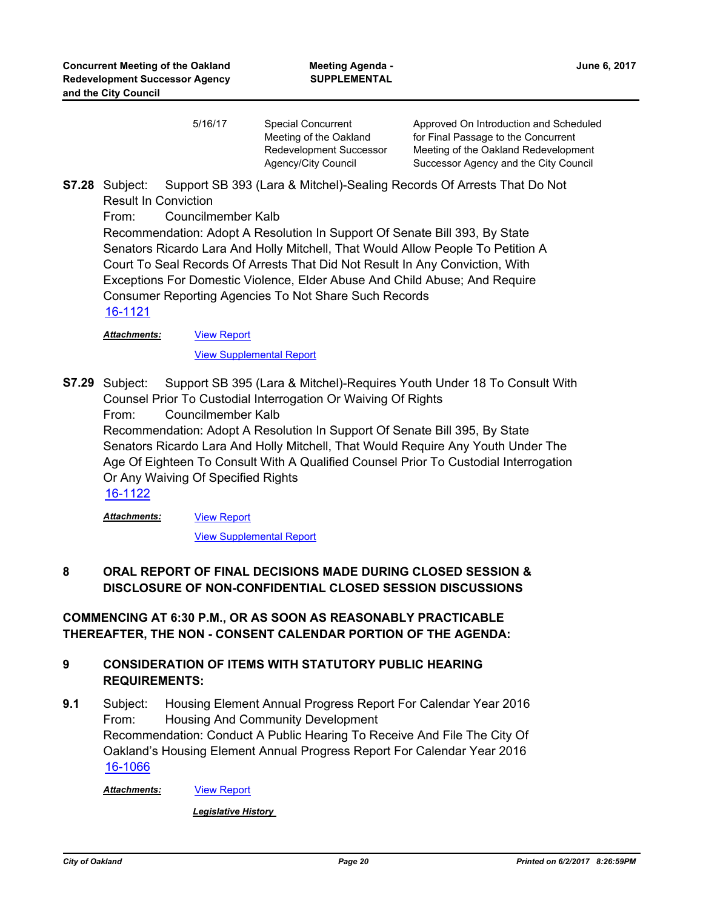| | | |
|---|---|---|
| 5/16/17 | Special Concurrent Meeting of the Oakland Redevelopment Successor Agency/City Council | Approved On Introduction and Scheduled for Final Passage to the Concurrent Meeting of the Oakland Redevelopment Successor Agency and the City Council |

**S7.28** Subject: Support SB 393 (Lara & Mitchel)-Sealing Records Of Arrests That Do Not Result In Conviction

From: Councilmember Kalb

Recommendation: Adopt A Resolution In Support Of Senate Bill 393, By State Senators Ricardo Lara And Holly Mitchell, That Would Allow People To Petition A Court To Seal Records Of Arrests That Did Not Result In Any Conviction, With Exceptions For Domestic Violence, Elder Abuse And Child Abuse; And Require Consumer Reporting Agencies To Not Share Such Records

16-1121

***Attachments:*** View Report

View Supplemental Report

**S7.29** Subject: Support SB 395 (Lara & Mitchel)-Requires Youth Under 18 To Consult With Counsel Prior To Custodial Interrogation Or Waiving Of Rights

From: Councilmember Kalb

Recommendation: Adopt A Resolution In Support Of Senate Bill 395, By State Senators Ricardo Lara And Holly Mitchell, That Would Require Any Youth Under The Age Of Eighteen To Consult With A Qualified Counsel Prior To Custodial Interrogation Or Any Waiving Of Specified Rights

16-1122

***Attachments:*** View Report

View Supplemental Report

## 8 ORAL REPORT OF FINAL DECISIONS MADE DURING CLOSED SESSION & DISCLOSURE OF NON-CONFIDENTIAL CLOSED SESSION DISCUSSIONS

## COMMENCING AT 6:30 P.M., OR AS SOON AS REASONABLY PRACTICABLE THEREAFTER, THE NON - CONSENT CALENDAR PORTION OF THE AGENDA:

## 9 CONSIDERATION OF ITEMS WITH STATUTORY PUBLIC HEARING REQUIREMENTS:

**9.1** Subject: Housing Element Annual Progress Report For Calendar Year 2016

From: Housing And Community Development

Recommendation: Conduct A Public Hearing To Receive And File The City Of Oakland's Housing Element Annual Progress Report For Calendar Year 2016

16-1066

***Attachments:*** View Report

***Legislative History***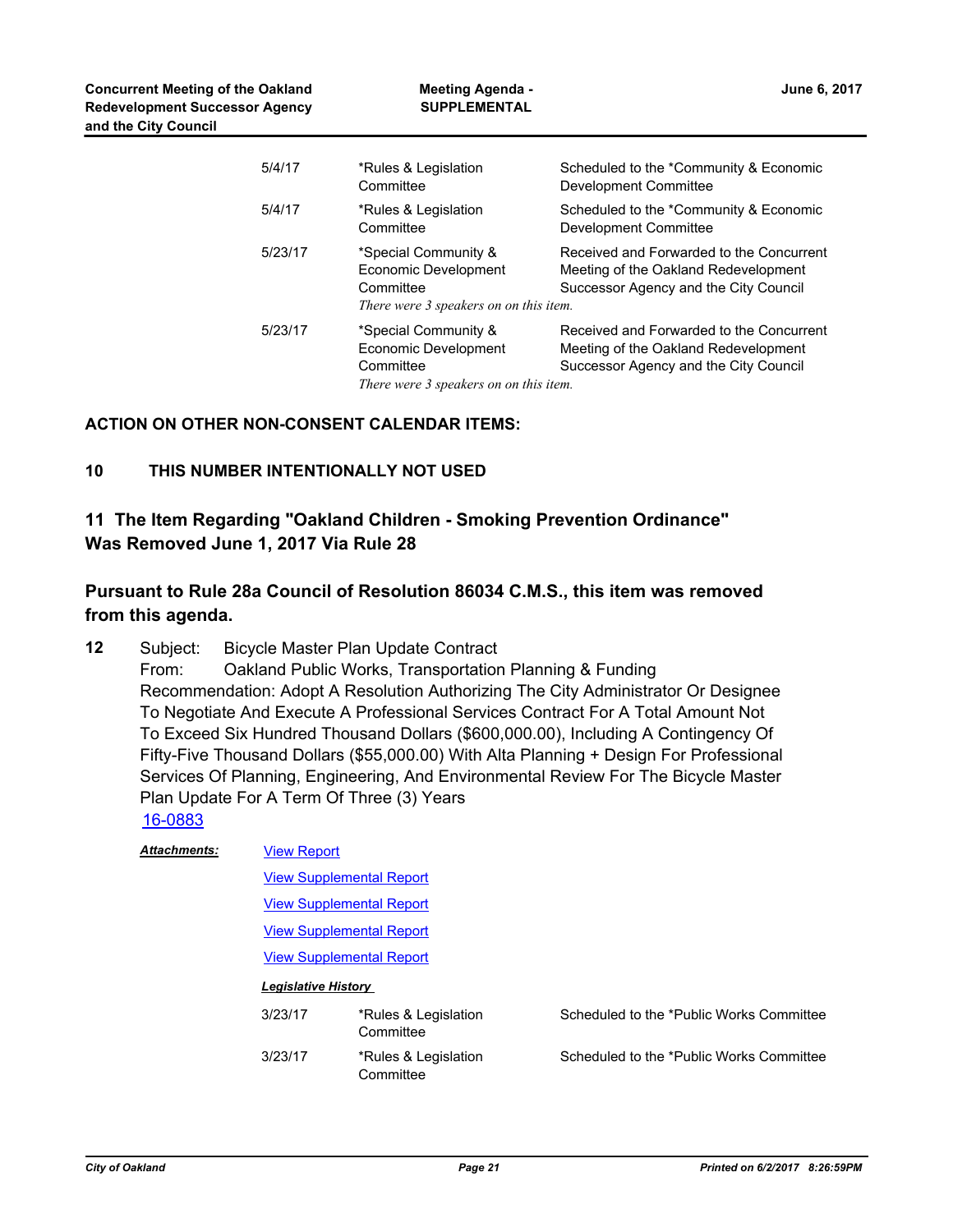| | | |
|---|---|---|
| 5/4/17 | *Rules & Legislation Committee | Scheduled to the *Community & Economic Development Committee |
| 5/4/17 | *Rules & Legislation Committee | Scheduled to the *Community & Economic Development Committee |
| 5/23/17 | *Special Community & Economic Development Committee<br>*There were 3 speakers on on this item.* | Received and Forwarded to the Concurrent Meeting of the Oakland Redevelopment Successor Agency and the City Council |
| 5/23/17 | *Special Community & Economic Development Committee<br>*There were 3 speakers on on this item.* | Received and Forwarded to the Concurrent Meeting of the Oakland Redevelopment Successor Agency and the City Council |

**ACTION ON OTHER NON-CONSENT CALENDAR ITEMS:**

**10 THIS NUMBER INTENTIONALLY NOT USED**

## 11 The Item Regarding "Oakland Children - Smoking Prevention Ordinance" Was Removed June 1, 2017 Via Rule 28

## Pursuant to Rule 28a Council of Resolution 86034 C.M.S., this item was removed from this agenda.

**12** Subject: Bicycle Master Plan Update Contract
From: Oakland Public Works, Transportation Planning & Funding
Recommendation: Adopt A Resolution Authorizing The City Administrator Or Designee To Negotiate And Execute A Professional Services Contract For A Total Amount Not To Exceed Six Hundred Thousand Dollars ($600,000.00), Including A Contingency Of Fifty-Five Thousand Dollars ($55,000.00) With Alta Planning + Design For Professional Services Of Planning, Engineering, And Environmental Review For The Bicycle Master Plan Update For A Term Of Three (3) Years
16-0883

***Attachments:*** View Report
View Supplemental Report
View Supplemental Report
View Supplemental Report
View Supplemental Report

***Legislative History***

| | | |
|---|---|---|
| 3/23/17 | *Rules & Legislation Committee | Scheduled to the *Public Works Committee |
| 3/23/17 | *Rules & Legislation Committee | Scheduled to the *Public Works Committee |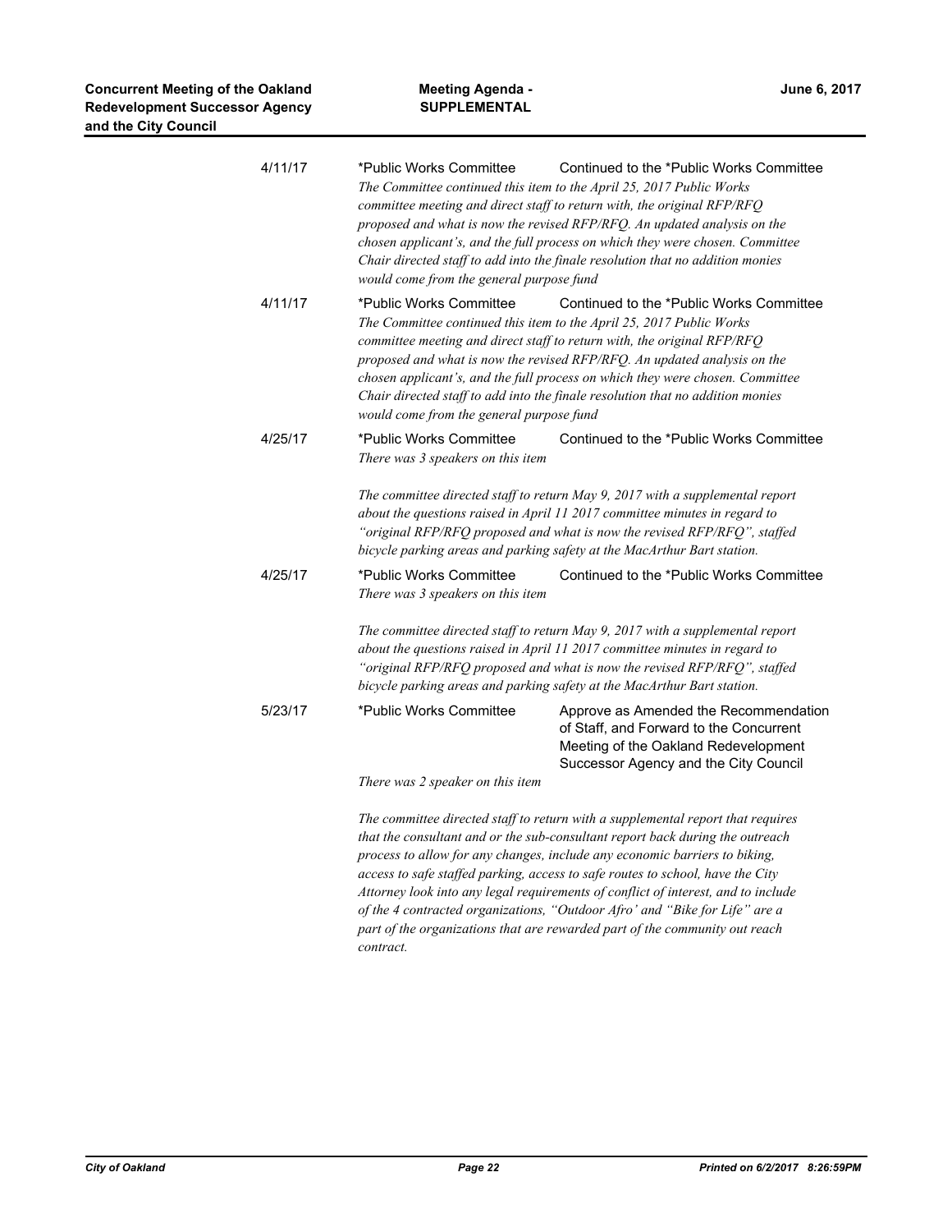4/11/17 *Public Works Committee Continued to the *Public Works Committee

*The Committee continued this item to the April 25, 2017 Public Works committee meeting and direct staff to return with, the original RFP/RFQ proposed and what is now the revised RFP/RFQ. An updated analysis on the chosen applicant's, and the full process on which they were chosen. Committee Chair directed staff to add into the finale resolution that no addition monies would come from the general purpose fund*

4/11/17 *Public Works Committee Continued to the *Public Works Committee

*The Committee continued this item to the April 25, 2017 Public Works committee meeting and direct staff to return with, the original RFP/RFQ proposed and what is now the revised RFP/RFQ. An updated analysis on the chosen applicant's, and the full process on which they were chosen. Committee Chair directed staff to add into the finale resolution that no addition monies would come from the general purpose fund*

4/25/17 *Public Works Committee Continued to the *Public Works Committee

*There was 3 speakers on this item*

*The committee directed staff to return May 9, 2017 with a supplemental report about the questions raised in April 11 2017 committee minutes in regard to "original RFP/RFQ proposed and what is now the revised RFP/RFQ", staffed bicycle parking areas and parking safety at the MacArthur Bart station.*

4/25/17 *Public Works Committee Continued to the *Public Works Committee

*There was 3 speakers on this item*

*The committee directed staff to return May 9, 2017 with a supplemental report about the questions raised in April 11 2017 committee minutes in regard to "original RFP/RFQ proposed and what is now the revised RFP/RFQ", staffed bicycle parking areas and parking safety at the MacArthur Bart station.*

5/23/17 *Public Works Committee Approve as Amended the Recommendation of Staff, and Forward to the Concurrent Meeting of the Oakland Redevelopment Successor Agency and the City Council

*There was 2 speaker on this item*

*The committee directed staff to return with a supplemental report that requires that the consultant and or the sub-consultant report back during the outreach process to allow for any changes, include any economic barriers to biking, access to safe staffed parking, access to safe routes to school, have the City Attorney look into any legal requirements of conflict of interest, and to include of the 4 contracted organizations, "Outdoor Afro' and "Bike for Life" are a part of the organizations that are rewarded part of the community out reach contract.*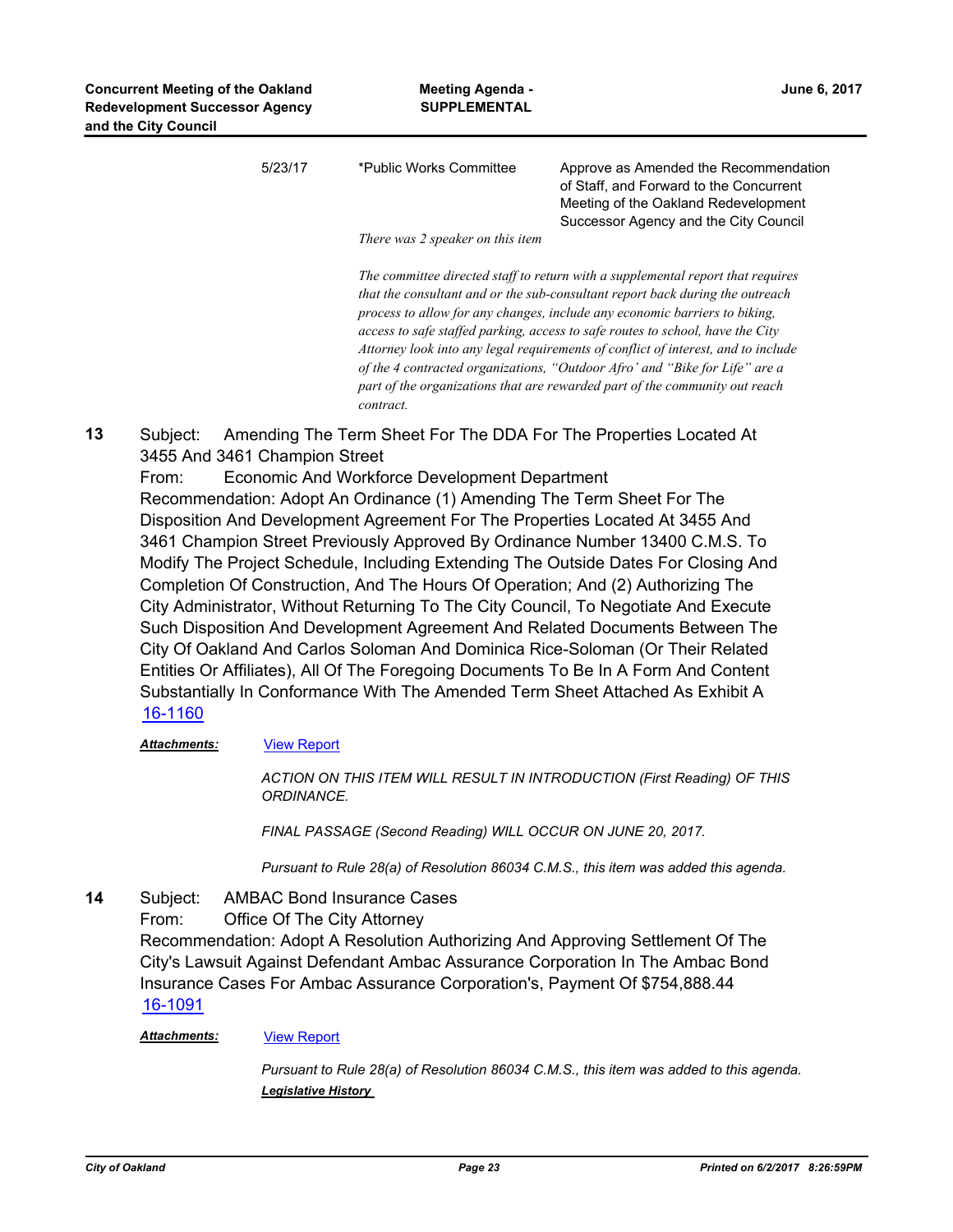| | | |
|---|---|---|
| 5/23/17 | *Public Works Committee | Approve as Amended the Recommendation of Staff, and Forward to the Concurrent Meeting of the Oakland Redevelopment Successor Agency and the City Council |

*There was 2 speaker on this item*

*The committee directed staff to return with a supplemental report that requires that the consultant and or the sub-consultant report back during the outreach process to allow for any changes, include any economic barriers to biking, access to safe staffed parking, access to safe routes to school, have the City Attorney look into any legal requirements of conflict of interest, and to include of the 4 contracted organizations, "Outdoor Afro' and "Bike for Life" are a part of the organizations that are rewarded part of the community out reach contract.*

**13** Subject: Amending The Term Sheet For The DDA For The Properties Located At 3455 And 3461 Champion Street

From: Economic And Workforce Development Department

Recommendation: Adopt An Ordinance (1) Amending The Term Sheet For The Disposition And Development Agreement For The Properties Located At 3455 And 3461 Champion Street Previously Approved By Ordinance Number 13400 C.M.S. To Modify The Project Schedule, Including Extending The Outside Dates For Closing And Completion Of Construction, And The Hours Of Operation; And (2) Authorizing The City Administrator, Without Returning To The City Council, To Negotiate And Execute Such Disposition And Development Agreement And Related Documents Between The City Of Oakland And Carlos Soloman And Dominica Rice-Soloman (Or Their Related Entities Or Affiliates), All Of The Foregoing Documents To Be In A Form And Content Substantially In Conformance With The Amended Term Sheet Attached As Exhibit A

16-1160

***Attachments:*** View Report

*ACTION ON THIS ITEM WILL RESULT IN INTRODUCTION (First Reading) OF THIS ORDINANCE.*

*FINAL PASSAGE (Second Reading) WILL OCCUR ON JUNE 20, 2017.*

*Pursuant to Rule 28(a) of Resolution 86034 C.M.S., this item was added this agenda.*

**14** Subject: AMBAC Bond Insurance Cases

From: Office Of The City Attorney

Recommendation: Adopt A Resolution Authorizing And Approving Settlement Of The City's Lawsuit Against Defendant Ambac Assurance Corporation In The Ambac Bond Insurance Cases For Ambac Assurance Corporation's, Payment Of $754,888.44

16-1091

***Attachments:*** View Report

*Pursuant to Rule 28(a) of Resolution 86034 C.M.S., this item was added to this agenda.*

***Legislative History***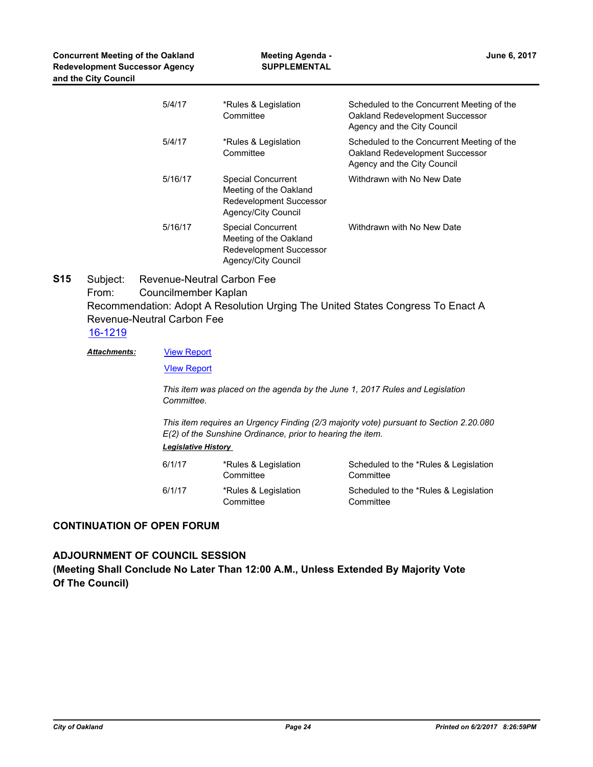| | | |
|---|---|---|
| 5/4/17 | *Rules & Legislation Committee | Scheduled to the Concurrent Meeting of the Oakland Redevelopment Successor Agency and the City Council |
| 5/4/17 | *Rules & Legislation Committee | Scheduled to the Concurrent Meeting of the Oakland Redevelopment Successor Agency and the City Council |
| 5/16/17 | Special Concurrent Meeting of the Oakland Redevelopment Successor Agency/City Council | Withdrawn with No New Date |
| 5/16/17 | Special Concurrent Meeting of the Oakland Redevelopment Successor Agency/City Council | Withdrawn with No New Date |

**S15** Subject: Revenue-Neutral Carbon Fee
From: Councilmember Kaplan
Recommendation: Adopt A Resolution Urging The United States Congress To Enact A Revenue-Neutral Carbon Fee
16-1219

***Attachments:*** View Report
VIew Report

*This item was placed on the agenda by the June 1, 2017 Rules and Legislation Committee.*

*This item requires an Urgency Finding (2/3 majority vote) pursuant to Section 2.20.080 E(2) of the Sunshine Ordinance, prior to hearing the item.*

***Legislative History***

| | | |
|---|---|---|
| 6/1/17 | *Rules & Legislation Committee | Scheduled to the *Rules & Legislation Committee |
| 6/1/17 | *Rules & Legislation Committee | Scheduled to the *Rules & Legislation Committee |

**CONTINUATION OF OPEN FORUM**

**ADJOURNMENT OF COUNCIL SESSION**
**(Meeting Shall Conclude No Later Than 12:00 A.M., Unless Extended By Majority Vote Of The Council)**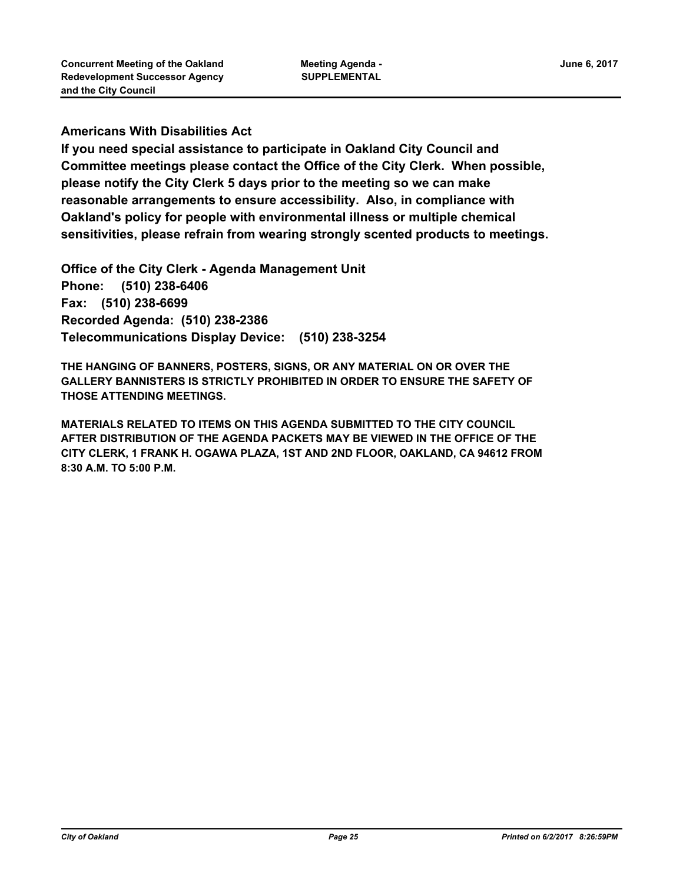**Americans With Disabilities Act**

**If you need special assistance to participate in Oakland City Council and Committee meetings please contact the Office of the City Clerk. When possible, please notify the City Clerk 5 days prior to the meeting so we can make reasonable arrangements to ensure accessibility. Also, in compliance with Oakland's policy for people with environmental illness or multiple chemical sensitivities, please refrain from wearing strongly scented products to meetings.**

**Office of the City Clerk - Agenda Management Unit**
**Phone: (510) 238-6406**
**Fax: (510) 238-6699**
**Recorded Agenda: (510) 238-2386**
**Telecommunications Display Device: (510) 238-3254**

**THE HANGING OF BANNERS, POSTERS, SIGNS, OR ANY MATERIAL ON OR OVER THE GALLERY BANNISTERS IS STRICTLY PROHIBITED IN ORDER TO ENSURE THE SAFETY OF THOSE ATTENDING MEETINGS.**

**MATERIALS RELATED TO ITEMS ON THIS AGENDA SUBMITTED TO THE CITY COUNCIL AFTER DISTRIBUTION OF THE AGENDA PACKETS MAY BE VIEWED IN THE OFFICE OF THE CITY CLERK, 1 FRANK H. OGAWA PLAZA, 1ST AND 2ND FLOOR, OAKLAND, CA 94612 FROM 8:30 A.M. TO 5:00 P.M.**